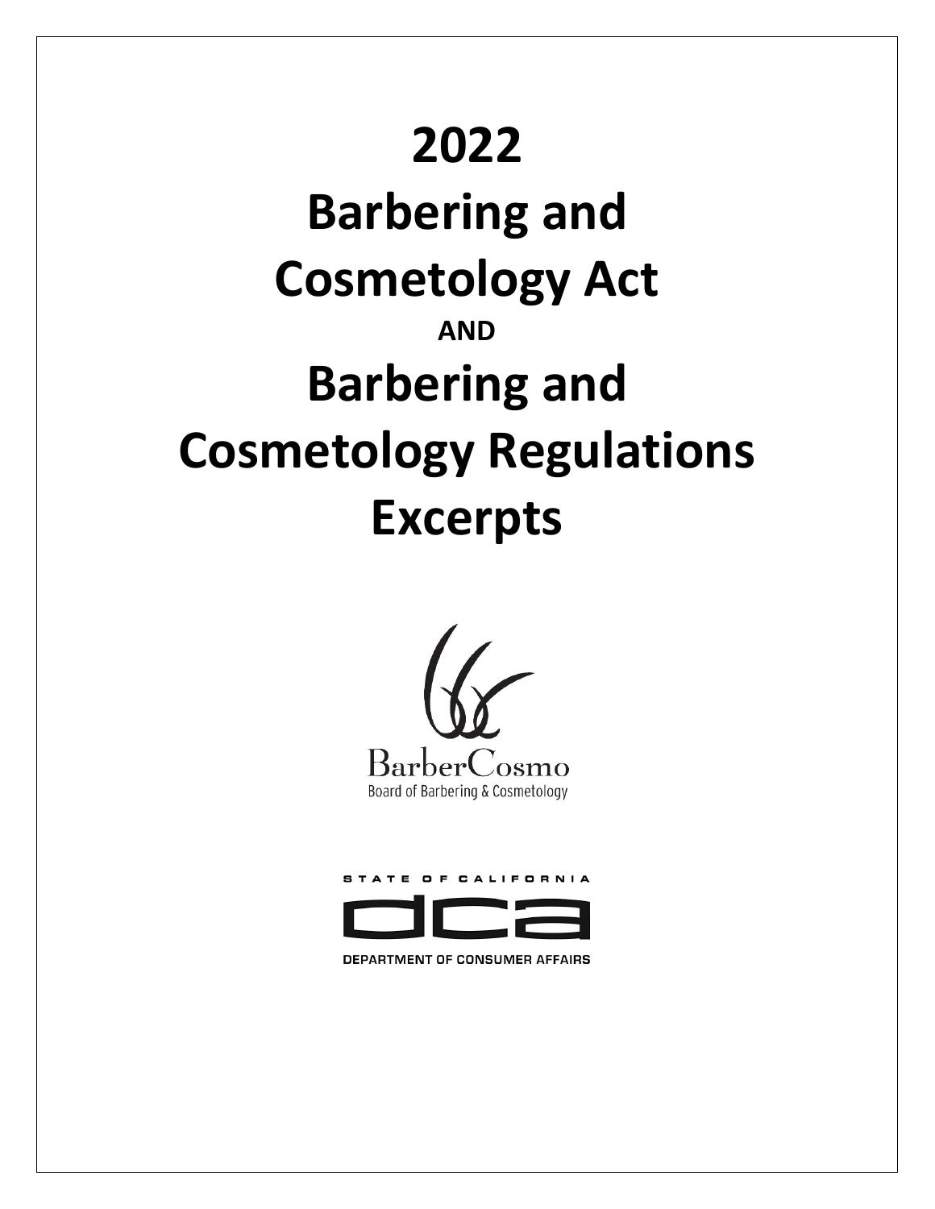# 2022

# Barbering and Cosmetology Act

**AND**

# Barbering and Cosmetology Regulations Excerpts

BarberCosmo

Board of Barbering & Cosmetology

STATE OF CALIFORNIA

dca

DEPARTMENT OF CONSUMER AFFAIRS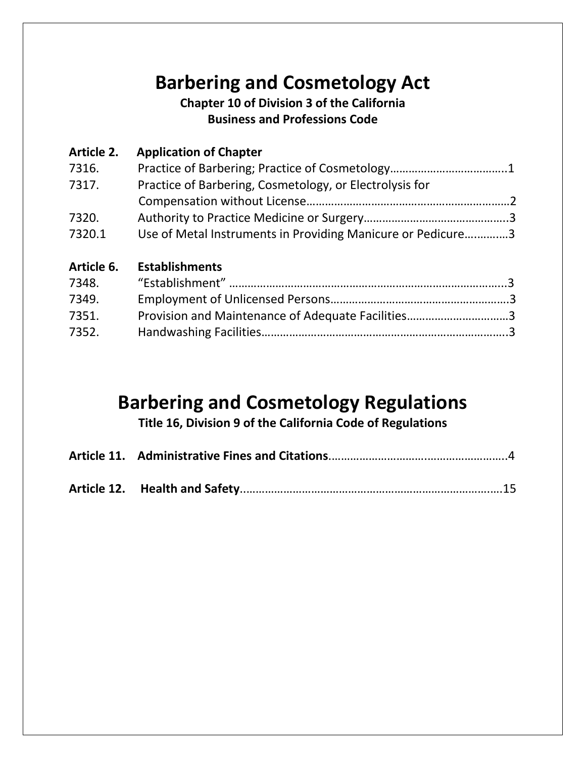# Barbering and Cosmetology Act

**Chapter 10 of Division 3 of the California Business and Professions Code**

| | | |
|---|---|---|
| **Article 2.** | **Application of Chapter** | |
| 7316. | Practice of Barbering; Practice of Cosmetology | 1 |
| 7317. | Practice of Barbering, Cosmetology, or Electrolysis for Compensation without License | 2 |
| 7320. | Authority to Practice Medicine or Surgery | 3 |
| 7320.1 | Use of Metal Instruments in Providing Manicure or Pedicure | 3 |
| **Article 6.** | **Establishments** | |
| 7348. | "Establishment" | 3 |
| 7349. | Employment of Unlicensed Persons | 3 |
| 7351. | Provision and Maintenance of Adequate Facilities | 3 |
| 7352. | Handwashing Facilities | 3 |

# Barbering and Cosmetology Regulations

**Title 16, Division 9 of the California Code of Regulations**

| | | |
|---|---|---|
| **Article 11.** | **Administrative Fines and Citations** | 4 |
| **Article 12.** | **Health and Safety** | 15 |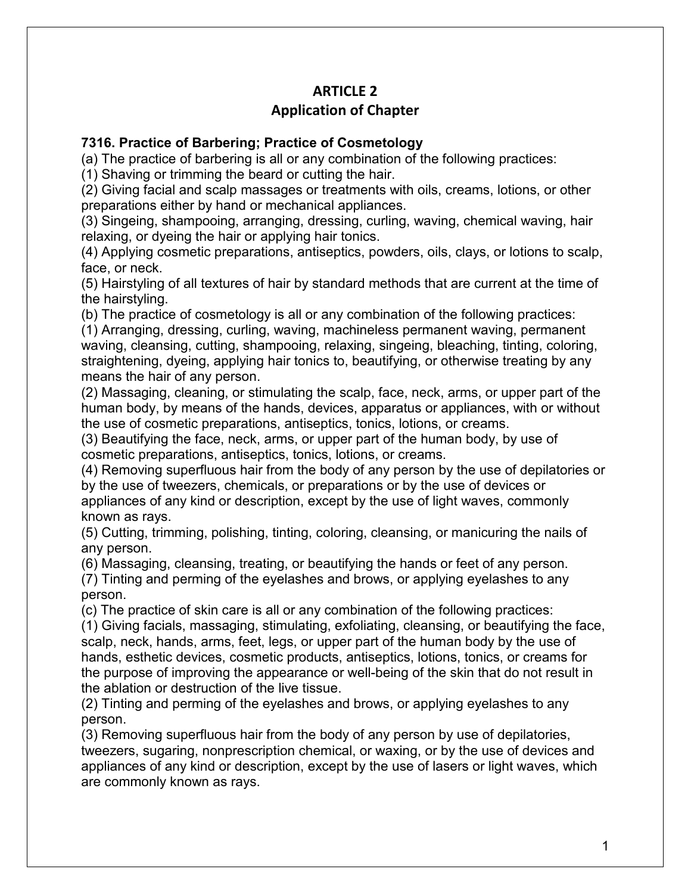# ARTICLE 2
## Application of Chapter

### 7316. Practice of Barbering; Practice of Cosmetology

(a) The practice of barbering is all or any combination of the following practices:

(1) Shaving or trimming the beard or cutting the hair.

(2) Giving facial and scalp massages or treatments with oils, creams, lotions, or other preparations either by hand or mechanical appliances.

(3) Singeing, shampooing, arranging, dressing, curling, waving, chemical waving, hair relaxing, or dyeing the hair or applying hair tonics.

(4) Applying cosmetic preparations, antiseptics, powders, oils, clays, or lotions to scalp, face, or neck.

(5) Hairstyling of all textures of hair by standard methods that are current at the time of the hairstyling.

(b) The practice of cosmetology is all or any combination of the following practices:

(1) Arranging, dressing, curling, waving, machineless permanent waving, permanent waving, cleansing, cutting, shampooing, relaxing, singeing, bleaching, tinting, coloring, straightening, dyeing, applying hair tonics to, beautifying, or otherwise treating by any means the hair of any person.

(2) Massaging, cleaning, or stimulating the scalp, face, neck, arms, or upper part of the human body, by means of the hands, devices, apparatus or appliances, with or without the use of cosmetic preparations, antiseptics, tonics, lotions, or creams.

(3) Beautifying the face, neck, arms, or upper part of the human body, by use of cosmetic preparations, antiseptics, tonics, lotions, or creams.

(4) Removing superfluous hair from the body of any person by the use of depilatories or by the use of tweezers, chemicals, or preparations or by the use of devices or appliances of any kind or description, except by the use of light waves, commonly known as rays.

(5) Cutting, trimming, polishing, tinting, coloring, cleansing, or manicuring the nails of any person.

(6) Massaging, cleansing, treating, or beautifying the hands or feet of any person.

(7) Tinting and perming of the eyelashes and brows, or applying eyelashes to any person.

(c) The practice of skin care is all or any combination of the following practices:

(1) Giving facials, massaging, stimulating, exfoliating, cleansing, or beautifying the face, scalp, neck, hands, arms, feet, legs, or upper part of the human body by the use of hands, esthetic devices, cosmetic products, antiseptics, lotions, tonics, or creams for the purpose of improving the appearance or well-being of the skin that do not result in the ablation or destruction of the live tissue.

(2) Tinting and perming of the eyelashes and brows, or applying eyelashes to any person.

(3) Removing superfluous hair from the body of any person by use of depilatories, tweezers, sugaring, nonprescription chemical, or waxing, or by the use of devices and appliances of any kind or description, except by the use of lasers or light waves, which are commonly known as rays.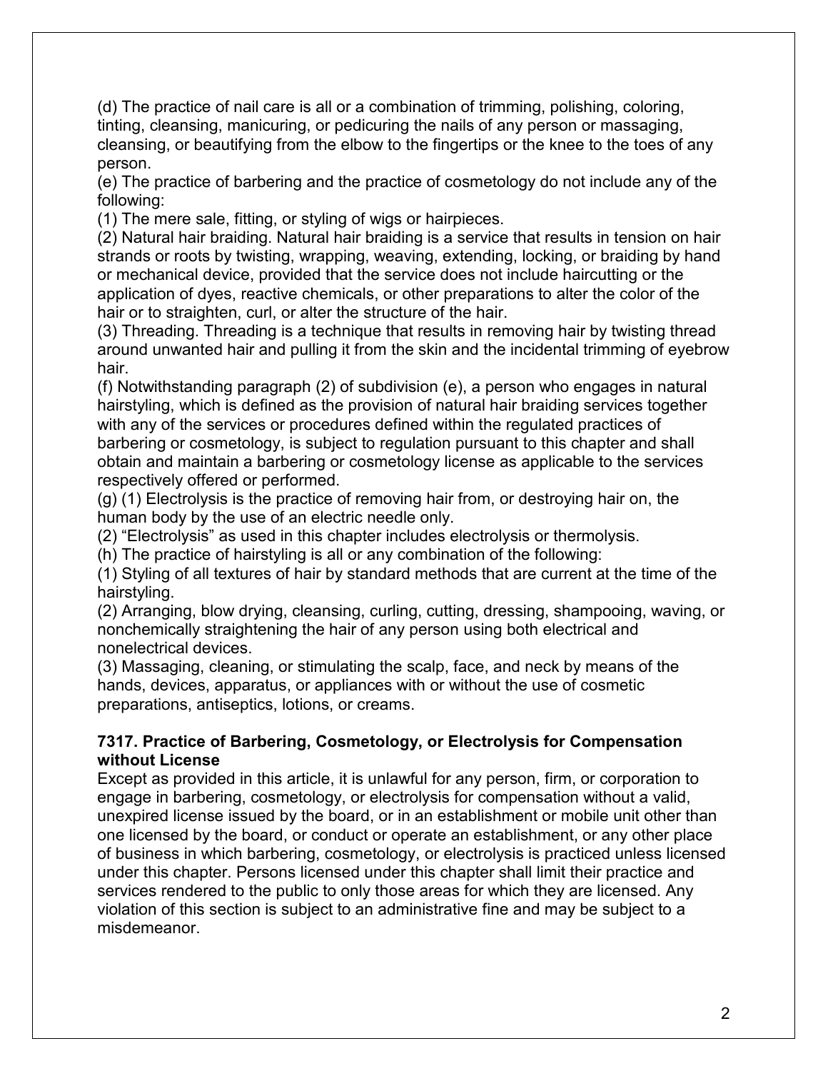(d) The practice of nail care is all or a combination of trimming, polishing, coloring, tinting, cleansing, manicuring, or pedicuring the nails of any person or massaging, cleansing, or beautifying from the elbow to the fingertips or the knee to the toes of any person.

(e) The practice of barbering and the practice of cosmetology do not include any of the following:

(1) The mere sale, fitting, or styling of wigs or hairpieces.

(2) Natural hair braiding. Natural hair braiding is a service that results in tension on hair strands or roots by twisting, wrapping, weaving, extending, locking, or braiding by hand or mechanical device, provided that the service does not include haircutting or the application of dyes, reactive chemicals, or other preparations to alter the color of the hair or to straighten, curl, or alter the structure of the hair.

(3) Threading. Threading is a technique that results in removing hair by twisting thread around unwanted hair and pulling it from the skin and the incidental trimming of eyebrow hair.

(f) Notwithstanding paragraph (2) of subdivision (e), a person who engages in natural hairstyling, which is defined as the provision of natural hair braiding services together with any of the services or procedures defined within the regulated practices of barbering or cosmetology, is subject to regulation pursuant to this chapter and shall obtain and maintain a barbering or cosmetology license as applicable to the services respectively offered or performed.

(g) (1) Electrolysis is the practice of removing hair from, or destroying hair on, the human body by the use of an electric needle only.

(2) "Electrolysis" as used in this chapter includes electrolysis or thermolysis.

(h) The practice of hairstyling is all or any combination of the following:

(1) Styling of all textures of hair by standard methods that are current at the time of the hairstyling.

(2) Arranging, blow drying, cleansing, curling, cutting, dressing, shampooing, waving, or nonchemically straightening the hair of any person using both electrical and nonelectrical devices.

(3) Massaging, cleaning, or stimulating the scalp, face, and neck by means of the hands, devices, apparatus, or appliances with or without the use of cosmetic preparations, antiseptics, lotions, or creams.

**7317. Practice of Barbering, Cosmetology, or Electrolysis for Compensation without License**

Except as provided in this article, it is unlawful for any person, firm, or corporation to engage in barbering, cosmetology, or electrolysis for compensation without a valid, unexpired license issued by the board, or in an establishment or mobile unit other than one licensed by the board, or conduct or operate an establishment, or any other place of business in which barbering, cosmetology, or electrolysis is practiced unless licensed under this chapter. Persons licensed under this chapter shall limit their practice and services rendered to the public to only those areas for which they are licensed. Any violation of this section is subject to an administrative fine and may be subject to a misdemeanor.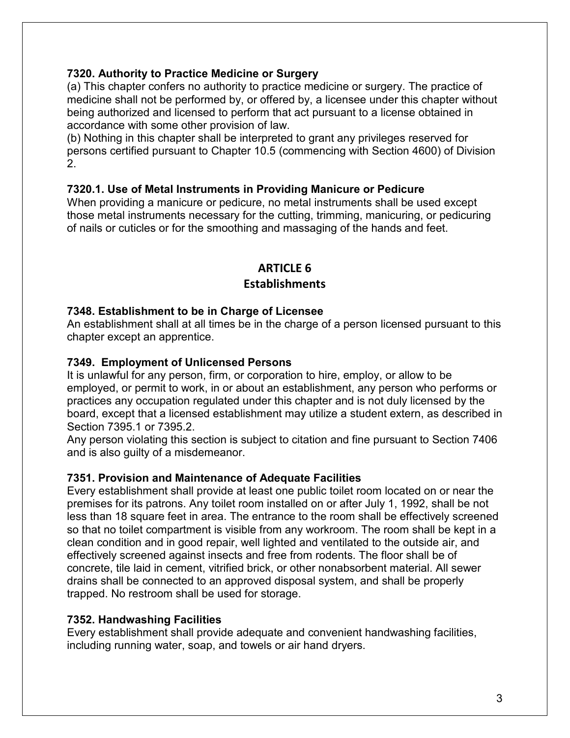**7320. Authority to Practice Medicine or Surgery**

(a) This chapter confers no authority to practice medicine or surgery. The practice of medicine shall not be performed by, or offered by, a licensee under this chapter without being authorized and licensed to perform that act pursuant to a license obtained in accordance with some other provision of law.

(b) Nothing in this chapter shall be interpreted to grant any privileges reserved for persons certified pursuant to Chapter 10.5 (commencing with Section 4600) of Division 2.

**7320.1. Use of Metal Instruments in Providing Manicure or Pedicure**

When providing a manicure or pedicure, no metal instruments shall be used except those metal instruments necessary for the cutting, trimming, manicuring, or pedicuring of nails or cuticles or for the smoothing and massaging of the hands and feet.

## ARTICLE 6
## Establishments

**7348. Establishment to be in Charge of Licensee**

An establishment shall at all times be in the charge of a person licensed pursuant to this chapter except an apprentice.

**7349. Employment of Unlicensed Persons**

It is unlawful for any person, firm, or corporation to hire, employ, or allow to be employed, or permit to work, in or about an establishment, any person who performs or practices any occupation regulated under this chapter and is not duly licensed by the board, except that a licensed establishment may utilize a student extern, as described in Section 7395.1 or 7395.2.

Any person violating this section is subject to citation and fine pursuant to Section 7406 and is also guilty of a misdemeanor.

**7351. Provision and Maintenance of Adequate Facilities**

Every establishment shall provide at least one public toilet room located on or near the premises for its patrons. Any toilet room installed on or after July 1, 1992, shall be not less than 18 square feet in area. The entrance to the room shall be effectively screened so that no toilet compartment is visible from any workroom. The room shall be kept in a clean condition and in good repair, well lighted and ventilated to the outside air, and effectively screened against insects and free from rodents. The floor shall be of concrete, tile laid in cement, vitrified brick, or other nonabsorbent material. All sewer drains shall be connected to an approved disposal system, and shall be properly trapped. No restroom shall be used for storage.

**7352. Handwashing Facilities**

Every establishment shall provide adequate and convenient handwashing facilities, including running water, soap, and towels or air hand dryers.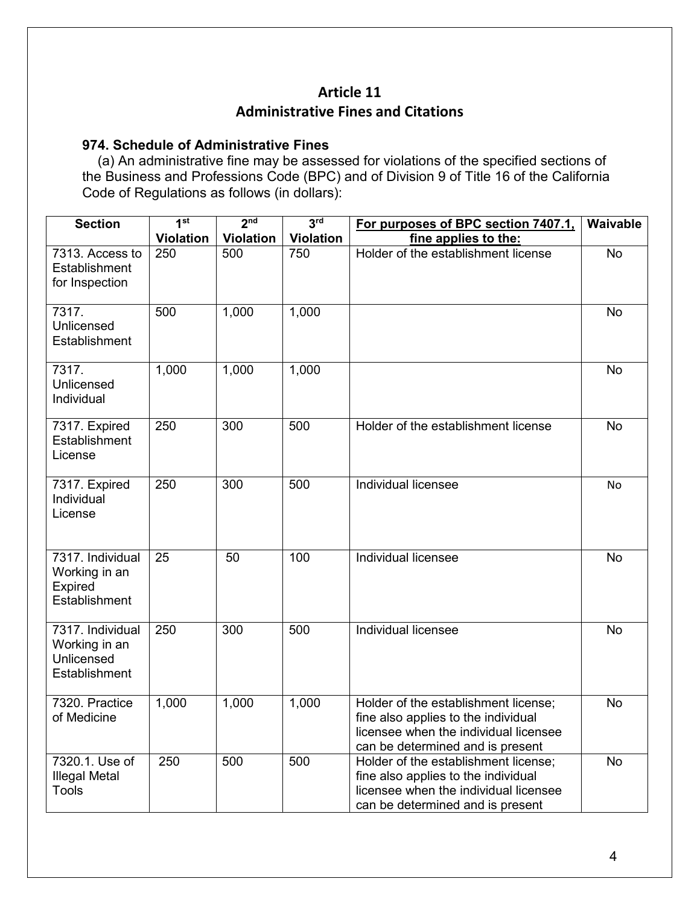# Article 11
## Administrative Fines and Citations

### 974. Schedule of Administrative Fines

(a) An administrative fine may be assessed for violations of the specified sections of the Business and Professions Code (BPC) and of Division 9 of Title 16 of the California Code of Regulations as follows (in dollars):

| Section | 1st Violation | 2nd Violation | 3rd Violation | For purposes of BPC section 7407.1, fine applies to the: | Waivable |
|---|---|---|---|---|---|
| 7313. Access to Establishment for Inspection | 250 | 500 | 750 | Holder of the establishment license | No |
| 7317. Unlicensed Establishment | 500 | 1,000 | 1,000 | | No |
| 7317. Unlicensed Individual | 1,000 | 1,000 | 1,000 | | No |
| 7317. Expired Establishment License | 250 | 300 | 500 | Holder of the establishment license | No |
| 7317. Expired Individual License | 250 | 300 | 500 | Individual licensee | No |
| 7317. Individual Working in an Expired Establishment | 25 | 50 | 100 | Individual licensee | No |
| 7317. Individual Working in an Unlicensed Establishment | 250 | 300 | 500 | Individual licensee | No |
| 7320. Practice of Medicine | 1,000 | 1,000 | 1,000 | Holder of the establishment license; fine also applies to the individual licensee when the individual licensee can be determined and is present | No |
| 7320.1. Use of Illegal Metal Tools | 250 | 500 | 500 | Holder of the establishment license; fine also applies to the individual licensee when the individual licensee can be determined and is present | No |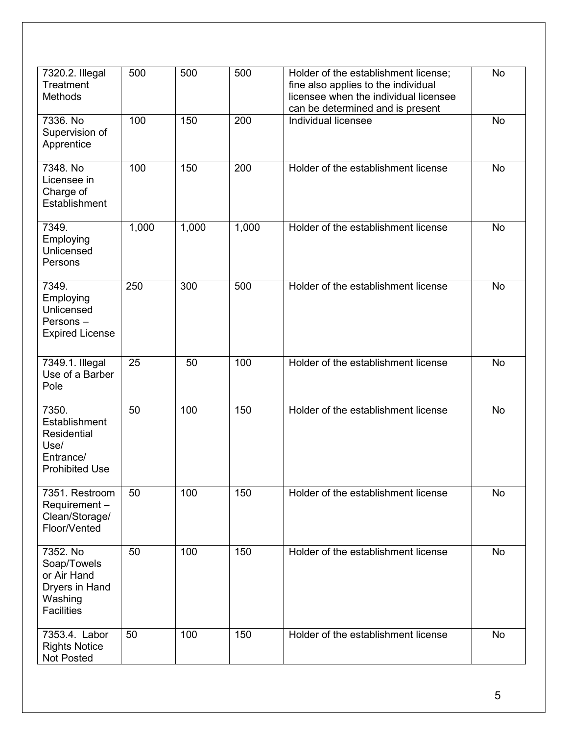| 7320.2. Illegal Treatment Methods | 500 | 500 | 500 | Holder of the establishment license; fine also applies to the individual licensee when the individual licensee can be determined and is present | No |
|---|---|---|---|---|---|
| 7336. No Supervision of Apprentice | 100 | 150 | 200 | Individual licensee | No |
| 7348. No Licensee in Charge of Establishment | 100 | 150 | 200 | Holder of the establishment license | No |
| 7349. Employing Unlicensed Persons | 1,000 | 1,000 | 1,000 | Holder of the establishment license | No |
| 7349. Employing Unlicensed Persons – Expired License | 250 | 300 | 500 | Holder of the establishment license | No |
| 7349.1. Illegal Use of a Barber Pole | 25 | 50 | 100 | Holder of the establishment license | No |
| 7350. Establishment Residential Use/ Entrance/ Prohibited Use | 50 | 100 | 150 | Holder of the establishment license | No |
| 7351. Restroom Requirement – Clean/Storage/ Floor/Vented | 50 | 100 | 150 | Holder of the establishment license | No |
| 7352. No Soap/Towels or Air Hand Dryers in Hand Washing Facilities | 50 | 100 | 150 | Holder of the establishment license | No |
| 7353.4. Labor Rights Notice Not Posted | 50 | 100 | 150 | Holder of the establishment license | No |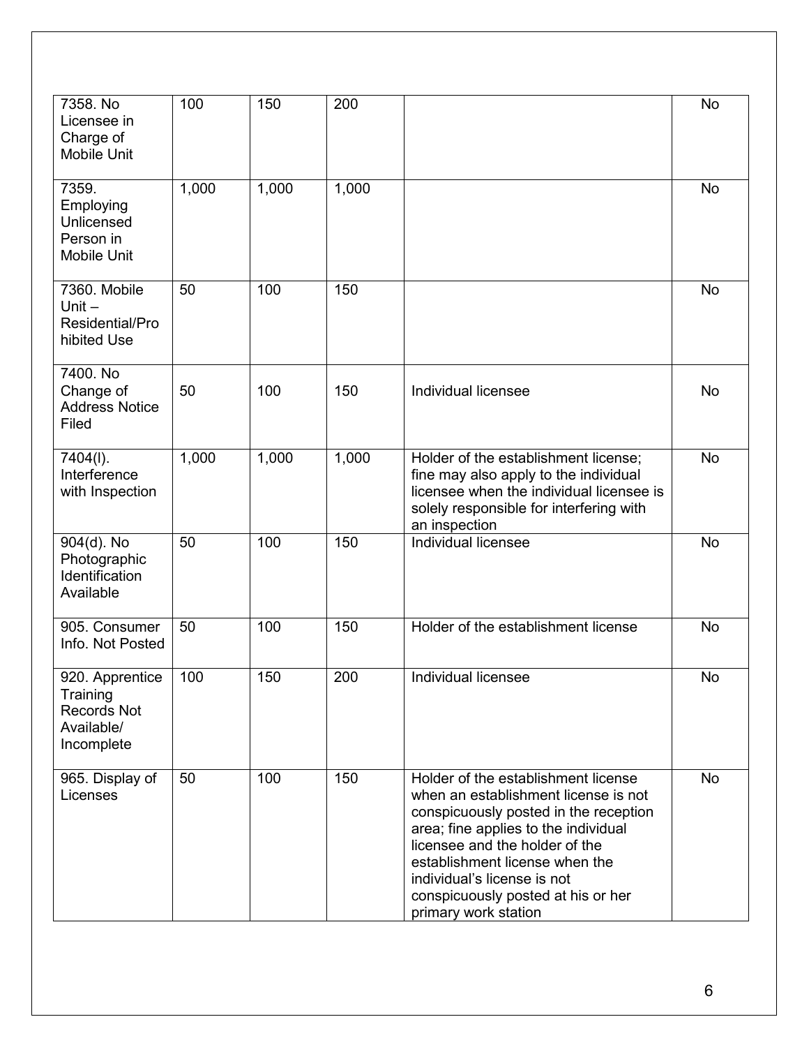| | | | | | |
|---|---|---|---|---|---|
| 7358. No Licensee in Charge of Mobile Unit | 100 | 150 | 200 | | No |
| 7359. Employing Unlicensed Person in Mobile Unit | 1,000 | 1,000 | 1,000 | | No |
| 7360. Mobile Unit – Residential/Prohibited Use | 50 | 100 | 150 | | No |
| 7400. No Change of Address Notice Filed | 50 | 100 | 150 | Individual licensee | No |
| 7404(l). Interference with Inspection | 1,000 | 1,000 | 1,000 | Holder of the establishment license; fine may also apply to the individual licensee when the individual licensee is solely responsible for interfering with an inspection | No |
| 904(d). No Photographic Identification Available | 50 | 100 | 150 | Individual licensee | No |
| 905. Consumer Info. Not Posted | 50 | 100 | 150 | Holder of the establishment license | No |
| 920. Apprentice Training Records Not Available/ Incomplete | 100 | 150 | 200 | Individual licensee | No |
| 965. Display of Licenses | 50 | 100 | 150 | Holder of the establishment license when an establishment license is not conspicuously posted in the reception area; fine applies to the individual licensee and the holder of the establishment license when the individual's license is not conspicuously posted at his or her primary work station | No |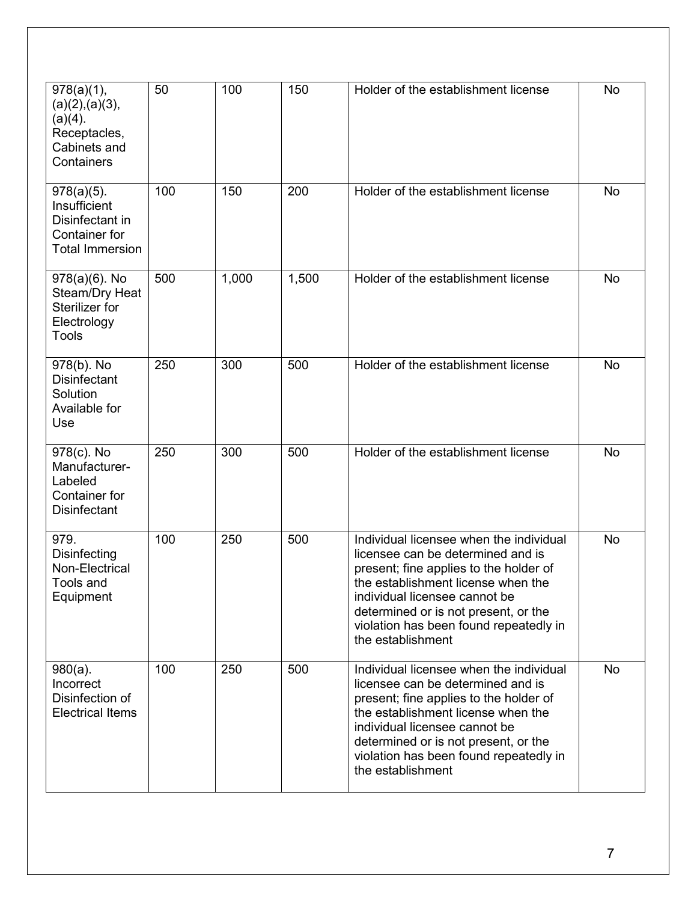| | | | | | |
|---|---|---|---|---|---|
| 978(a)(1), (a)(2),(a)(3), (a)(4). Receptacles, Cabinets and Containers | 50 | 100 | 150 | Holder of the establishment license | No |
| 978(a)(5). Insufficient Disinfectant in Container for Total Immersion | 100 | 150 | 200 | Holder of the establishment license | No |
| 978(a)(6). No Steam/Dry Heat Sterilizer for Electrology Tools | 500 | 1,000 | 1,500 | Holder of the establishment license | No |
| 978(b). No Disinfectant Solution Available for Use | 250 | 300 | 500 | Holder of the establishment license | No |
| 978(c). No Manufacturer-Labeled Container for Disinfectant | 250 | 300 | 500 | Holder of the establishment license | No |
| 979. Disinfecting Non-Electrical Tools and Equipment | 100 | 250 | 500 | Individual licensee when the individual licensee can be determined and is present; fine applies to the holder of the establishment license when the individual licensee cannot be determined or is not present, or the violation has been found repeatedly in the establishment | No |
| 980(a). Incorrect Disinfection of Electrical Items | 100 | 250 | 500 | Individual licensee when the individual licensee can be determined and is present; fine applies to the holder of the establishment license when the individual licensee cannot be determined or is not present, or the violation has been found repeatedly in the establishment | No |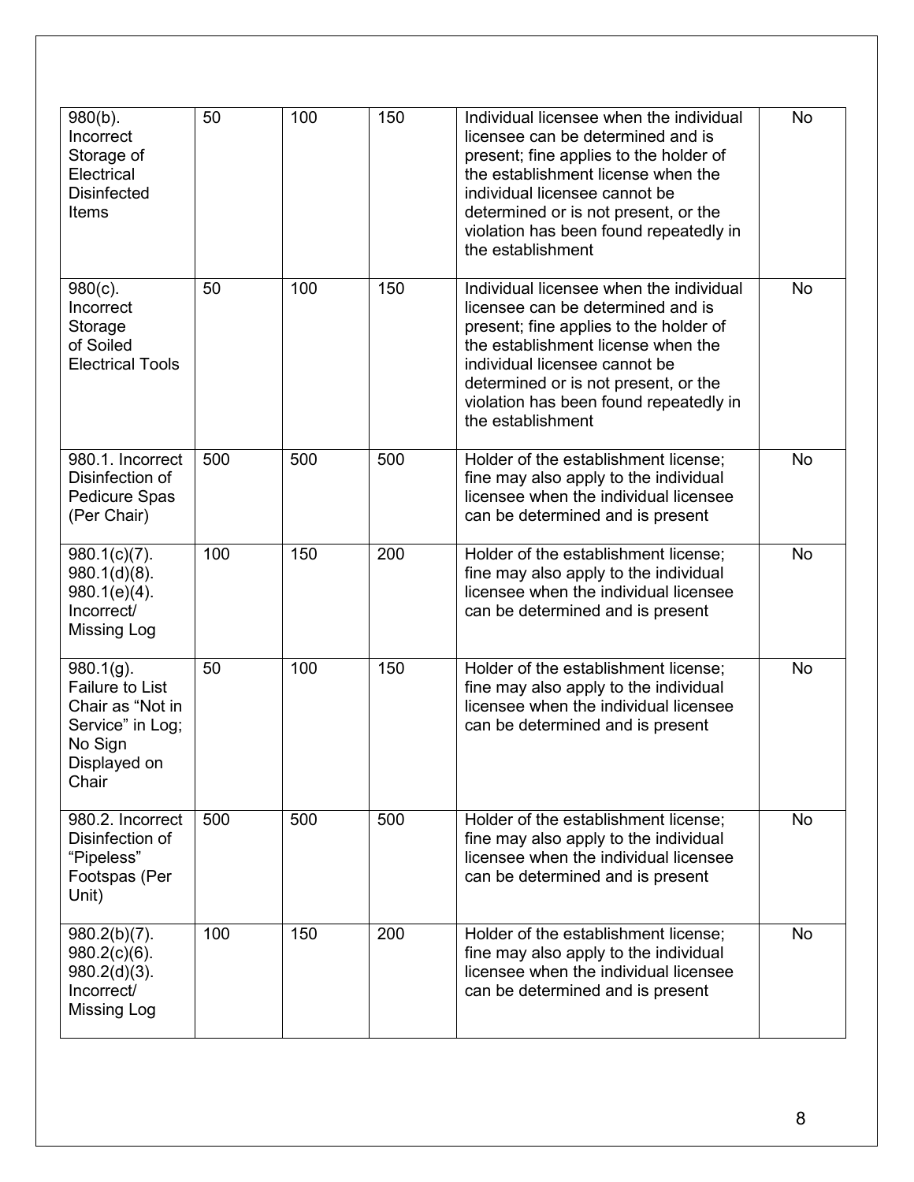| 980(b). Incorrect Storage of Electrical Disinfected Items | 50 | 100 | 150 | Individual licensee when the individual licensee can be determined and is present; fine applies to the holder of the establishment license when the individual licensee cannot be determined or is not present, or the violation has been found repeatedly in the establishment | No |
|---|---|---|---|---|---|
| 980(c). Incorrect Storage of Soiled Electrical Tools | 50 | 100 | 150 | Individual licensee when the individual licensee can be determined and is present; fine applies to the holder of the establishment license when the individual licensee cannot be determined or is not present, or the violation has been found repeatedly in the establishment | No |
| 980.1. Incorrect Disinfection of Pedicure Spas (Per Chair) | 500 | 500 | 500 | Holder of the establishment license; fine may also apply to the individual licensee when the individual licensee can be determined and is present | No |
| 980.1(c)(7). 980.1(d)(8). 980.1(e)(4). Incorrect/ Missing Log | 100 | 150 | 200 | Holder of the establishment license; fine may also apply to the individual licensee when the individual licensee can be determined and is present | No |
| 980.1(g). Failure to List Chair as "Not in Service" in Log; No Sign Displayed on Chair | 50 | 100 | 150 | Holder of the establishment license; fine may also apply to the individual licensee when the individual licensee can be determined and is present | No |
| 980.2. Incorrect Disinfection of "Pipeless" Footspas (Per Unit) | 500 | 500 | 500 | Holder of the establishment license; fine may also apply to the individual licensee when the individual licensee can be determined and is present | No |
| 980.2(b)(7). 980.2(c)(6). 980.2(d)(3). Incorrect/ Missing Log | 100 | 150 | 200 | Holder of the establishment license; fine may also apply to the individual licensee when the individual licensee can be determined and is present | No |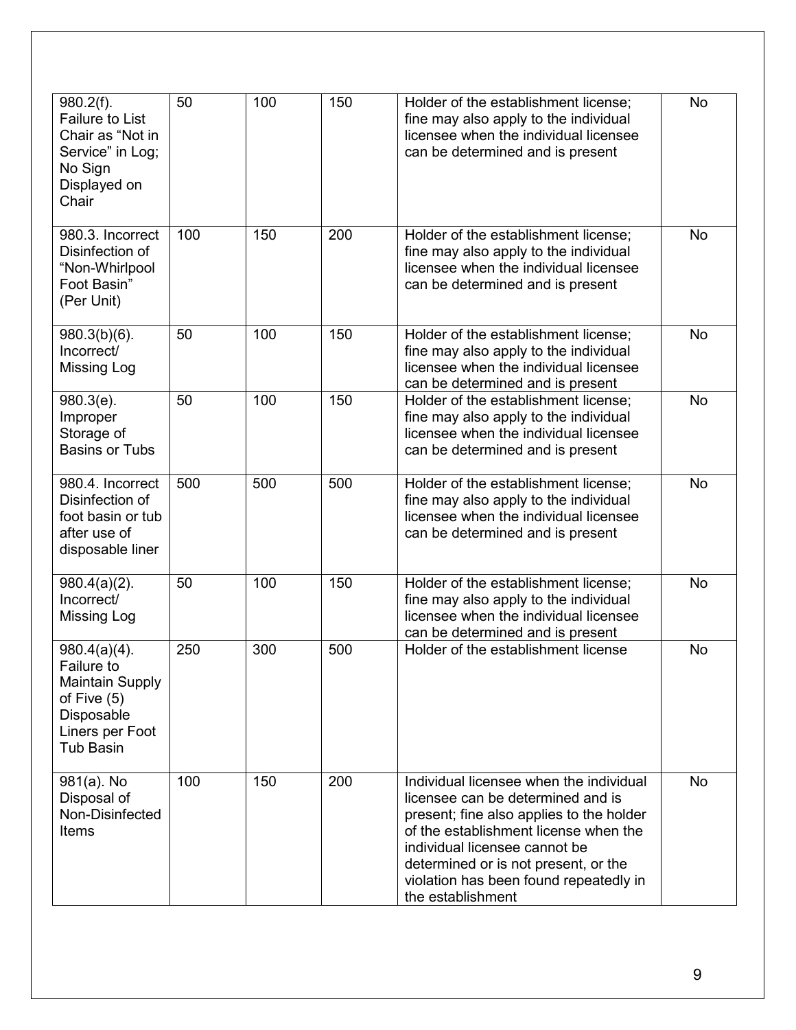| 980.2(f). Failure to List Chair as “Not in Service” in Log; No Sign Displayed on Chair | 50 | 100 | 150 | Holder of the establishment license; fine may also apply to the individual licensee when the individual licensee can be determined and is present | No |
|---|---|---|---|---|---|
| 980.3. Incorrect Disinfection of “Non-Whirlpool Foot Basin” (Per Unit) | 100 | 150 | 200 | Holder of the establishment license; fine may also apply to the individual licensee when the individual licensee can be determined and is present | No |
| 980.3(b)(6). Incorrect/ Missing Log | 50 | 100 | 150 | Holder of the establishment license; fine may also apply to the individual licensee when the individual licensee can be determined and is present | No |
| 980.3(e). Improper Storage of Basins or Tubs | 50 | 100 | 150 | Holder of the establishment license; fine may also apply to the individual licensee when the individual licensee can be determined and is present | No |
| 980.4. Incorrect Disinfection of foot basin or tub after use of disposable liner | 500 | 500 | 500 | Holder of the establishment license; fine may also apply to the individual licensee when the individual licensee can be determined and is present | No |
| 980.4(a)(2). Incorrect/ Missing Log | 50 | 100 | 150 | Holder of the establishment license; fine may also apply to the individual licensee when the individual licensee can be determined and is present | No |
| 980.4(a)(4). Failure to Maintain Supply of Five (5) Disposable Liners per Foot Tub Basin | 250 | 300 | 500 | Holder of the establishment license | No |
| 981(a). No Disposal of Non-Disinfected Items | 100 | 150 | 200 | Individual licensee when the individual licensee can be determined and is present; fine also applies to the holder of the establishment license when the individual licensee cannot be determined or is not present, or the violation has been found repeatedly in the establishment | No |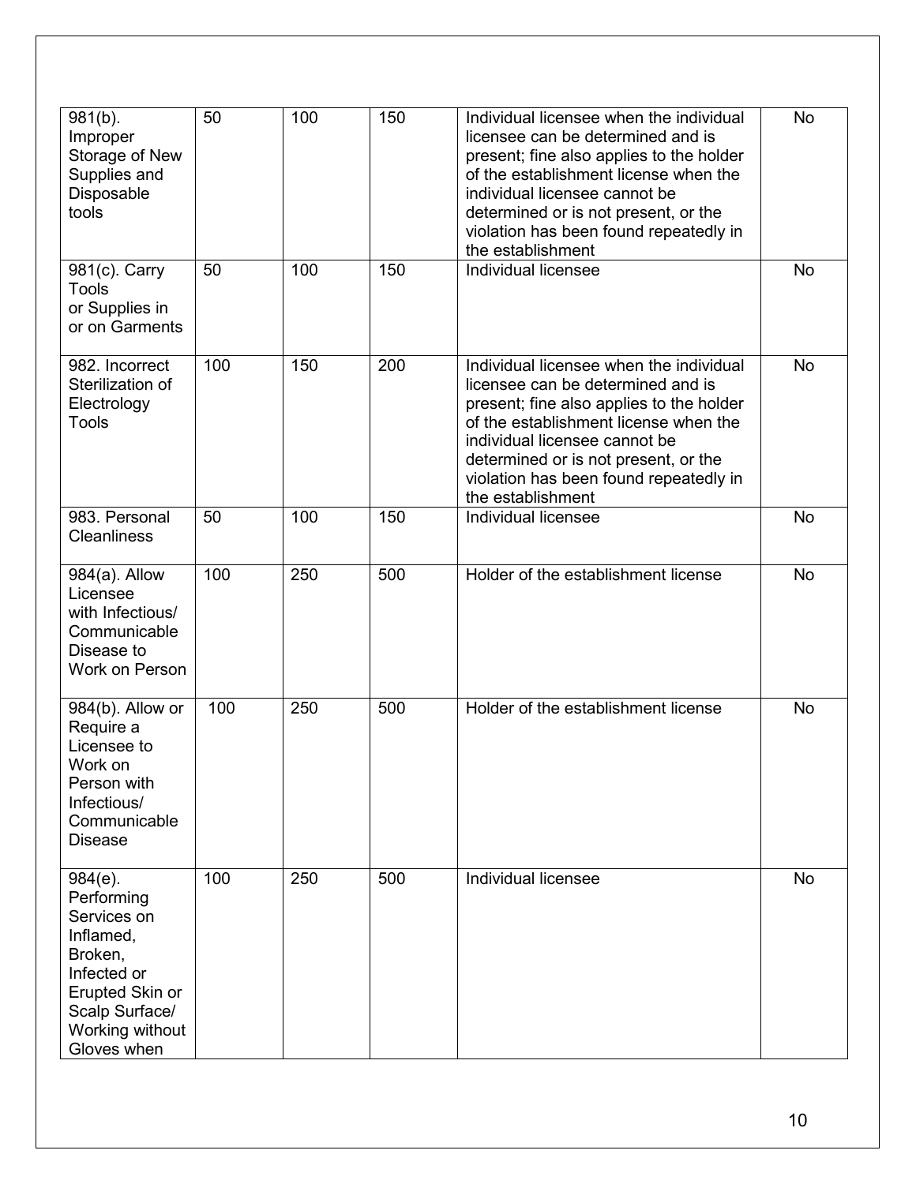| 981(b). Improper Storage of New Supplies and Disposable tools | 50 | 100 | 150 | Individual licensee when the individual licensee can be determined and is present; fine also applies to the holder of the establishment license when the individual licensee cannot be determined or is not present, or the violation has been found repeatedly in the establishment | No |
|---|---|---|---|---|---|
| 981(c). Carry Tools or Supplies in or on Garments | 50 | 100 | 150 | Individual licensee | No |
| 982. Incorrect Sterilization of Electrology Tools | 100 | 150 | 200 | Individual licensee when the individual licensee can be determined and is present; fine also applies to the holder of the establishment license when the individual licensee cannot be determined or is not present, or the violation has been found repeatedly in the establishment | No |
| 983. Personal Cleanliness | 50 | 100 | 150 | Individual licensee | No |
| 984(a). Allow Licensee with Infectious/ Communicable Disease to Work on Person | 100 | 250 | 500 | Holder of the establishment license | No |
| 984(b). Allow or Require a Licensee to Work on Person with Infectious/ Communicable Disease | 100 | 250 | 500 | Holder of the establishment license | No |
| 984(e). Performing Services on Inflamed, Broken, Infected or Erupted Skin or Scalp Surface/ Working without Gloves when | 100 | 250 | 500 | Individual licensee | No |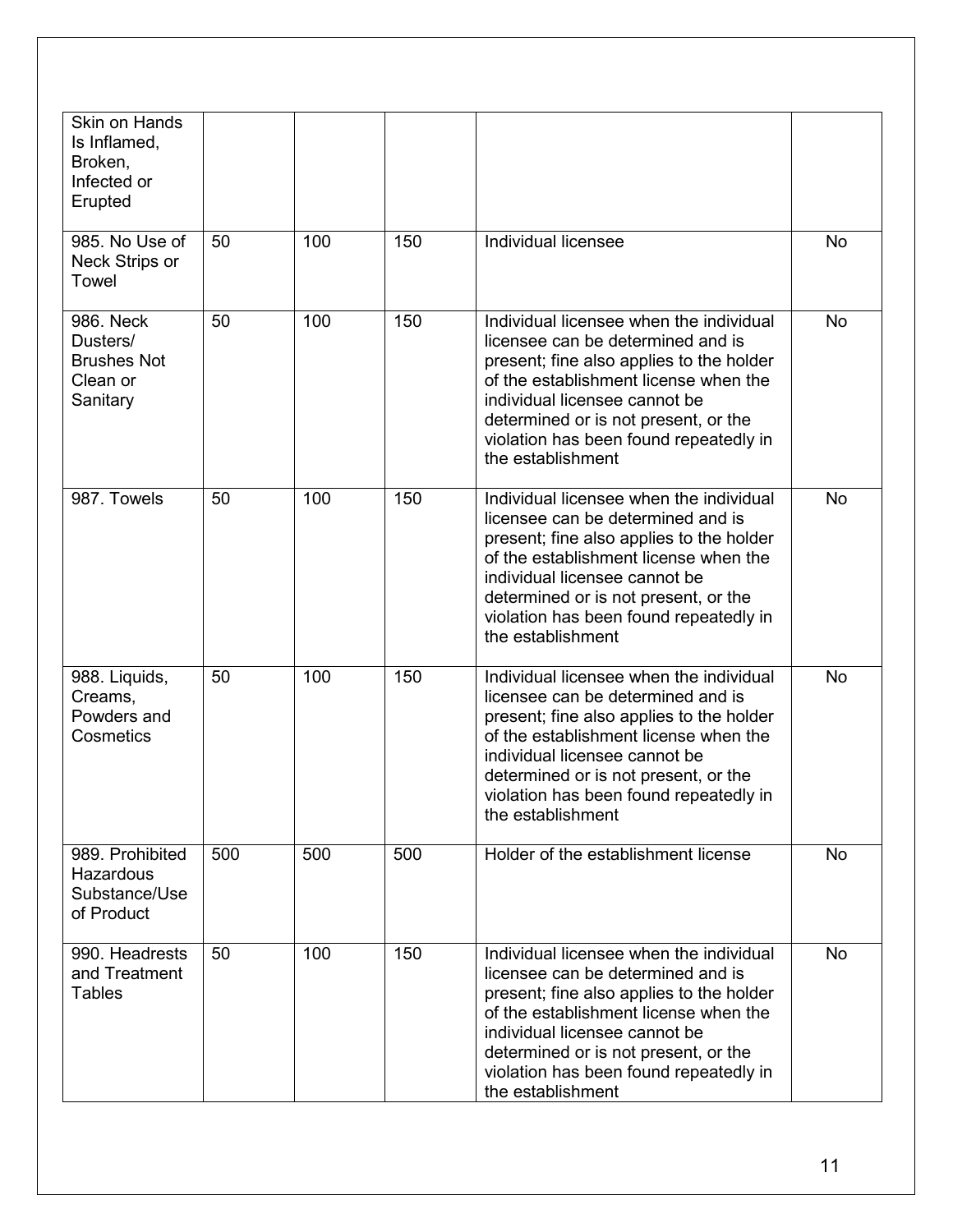| Skin on Hands Is Inflamed, Broken, Infected or Erupted | | | | | |
|---|---|---|---|---|---|
| 985. No Use of Neck Strips or Towel | 50 | 100 | 150 | Individual licensee | No |
| 986. Neck Dusters/ Brushes Not Clean or Sanitary | 50 | 100 | 150 | Individual licensee when the individual licensee can be determined and is present; fine also applies to the holder of the establishment license when the individual licensee cannot be determined or is not present, or the violation has been found repeatedly in the establishment | No |
| 987. Towels | 50 | 100 | 150 | Individual licensee when the individual licensee can be determined and is present; fine also applies to the holder of the establishment license when the individual licensee cannot be determined or is not present, or the violation has been found repeatedly in the establishment | No |
| 988. Liquids, Creams, Powders and Cosmetics | 50 | 100 | 150 | Individual licensee when the individual licensee can be determined and is present; fine also applies to the holder of the establishment license when the individual licensee cannot be determined or is not present, or the violation has been found repeatedly in the establishment | No |
| 989. Prohibited Hazardous Substance/Use of Product | 500 | 500 | 500 | Holder of the establishment license | No |
| 990. Headrests and Treatment Tables | 50 | 100 | 150 | Individual licensee when the individual licensee can be determined and is present; fine also applies to the holder of the establishment license when the individual licensee cannot be determined or is not present, or the violation has been found repeatedly in the establishment | No |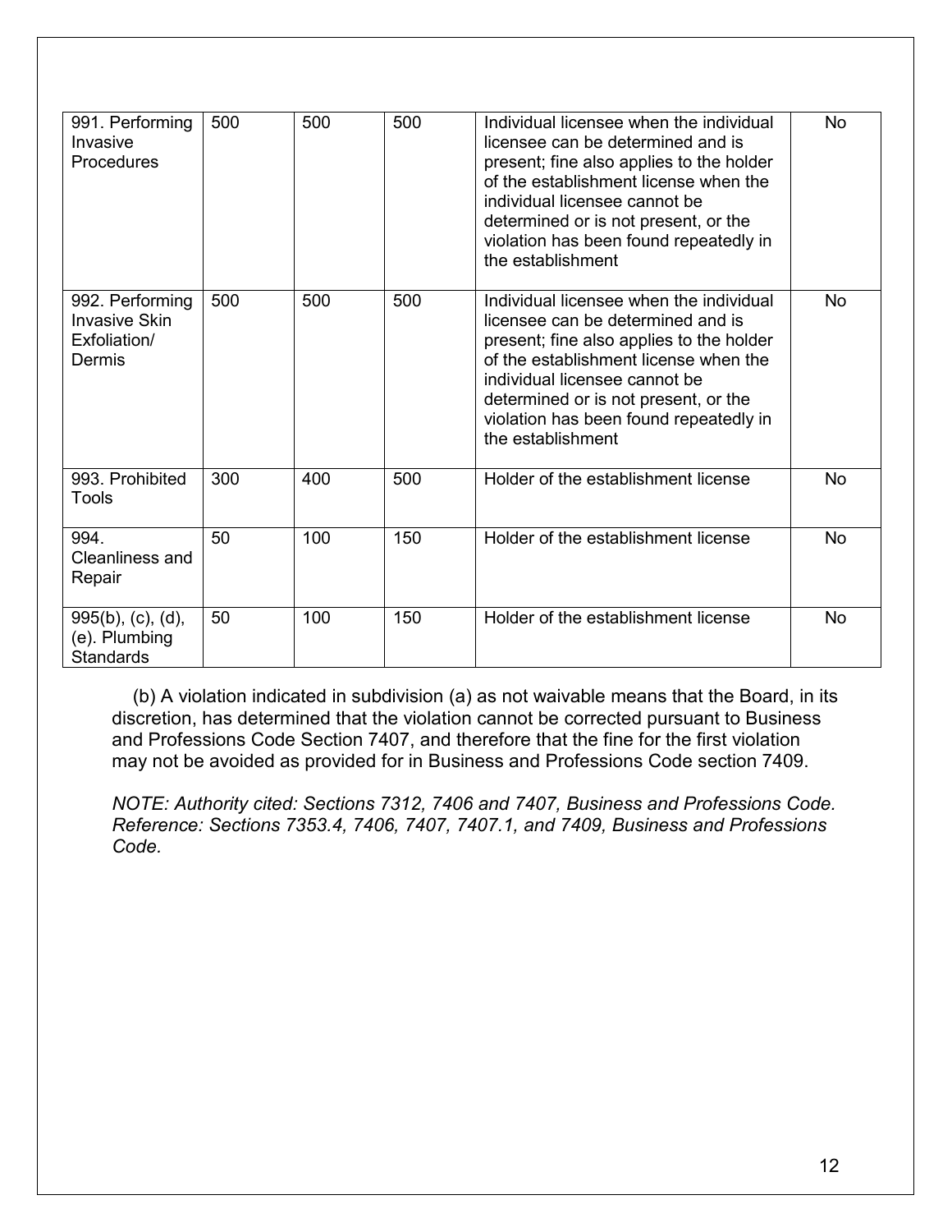| | | | | | |
|---|---|---|---|---|---|
| 991. Performing Invasive Procedures | 500 | 500 | 500 | Individual licensee when the individual licensee can be determined and is present; fine also applies to the holder of the establishment license when the individual licensee cannot be determined or is not present, or the violation has been found repeatedly in the establishment | No |
| 992. Performing Invasive Skin Exfoliation/ Dermis | 500 | 500 | 500 | Individual licensee when the individual licensee can be determined and is present; fine also applies to the holder of the establishment license when the individual licensee cannot be determined or is not present, or the violation has been found repeatedly in the establishment | No |
| 993. Prohibited Tools | 300 | 400 | 500 | Holder of the establishment license | No |
| 994. Cleanliness and Repair | 50 | 100 | 150 | Holder of the establishment license | No |
| 995(b), (c), (d), (e). Plumbing Standards | 50 | 100 | 150 | Holder of the establishment license | No |

(b) A violation indicated in subdivision (a) as not waivable means that the Board, in its discretion, has determined that the violation cannot be corrected pursuant to Business and Professions Code Section 7407, and therefore that the fine for the first violation may not be avoided as provided for in Business and Professions Code section 7409.

*NOTE: Authority cited: Sections 7312, 7406 and 7407, Business and Professions Code. Reference: Sections 7353.4, 7406, 7407, 7407.1, and 7409, Business and Professions Code.*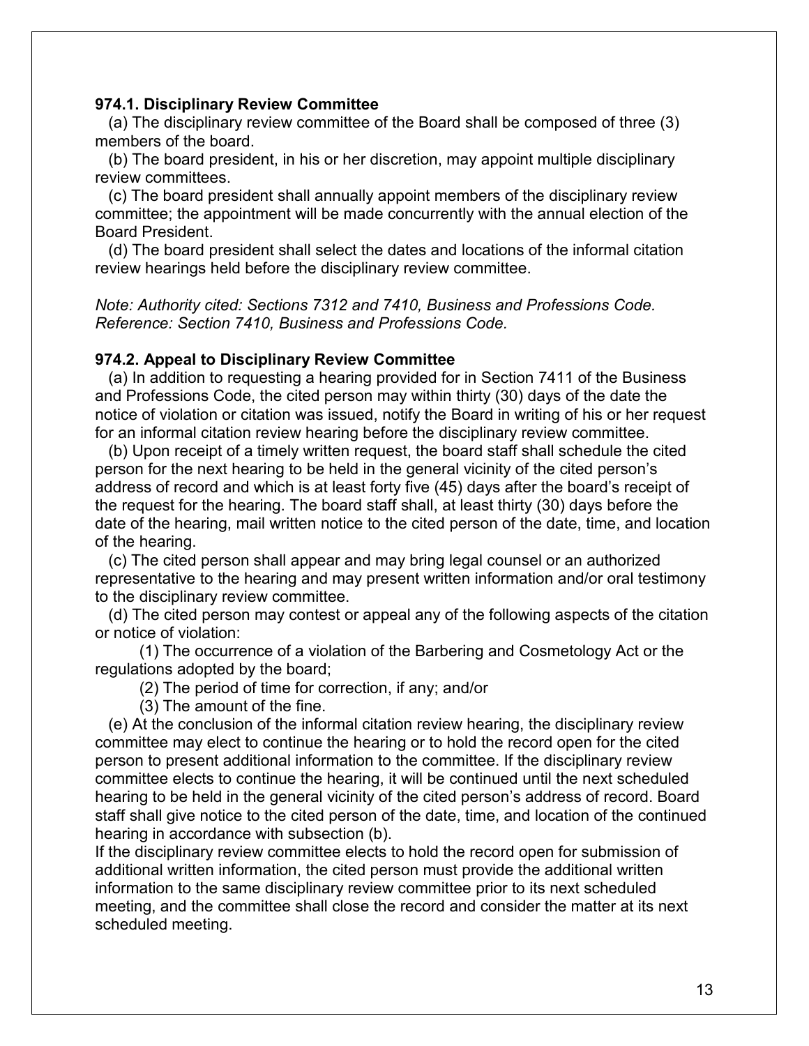**974.1. Disciplinary Review Committee**

(a) The disciplinary review committee of the Board shall be composed of three (3) members of the board.

(b) The board president, in his or her discretion, may appoint multiple disciplinary review committees.

(c) The board president shall annually appoint members of the disciplinary review committee; the appointment will be made concurrently with the annual election of the Board President.

(d) The board president shall select the dates and locations of the informal citation review hearings held before the disciplinary review committee.

*Note: Authority cited: Sections 7312 and 7410, Business and Professions Code. Reference: Section 7410, Business and Professions Code.*

**974.2. Appeal to Disciplinary Review Committee**

(a) In addition to requesting a hearing provided for in Section 7411 of the Business and Professions Code, the cited person may within thirty (30) days of the date the notice of violation or citation was issued, notify the Board in writing of his or her request for an informal citation review hearing before the disciplinary review committee.

(b) Upon receipt of a timely written request, the board staff shall schedule the cited person for the next hearing to be held in the general vicinity of the cited person's address of record and which is at least forty five (45) days after the board's receipt of the request for the hearing. The board staff shall, at least thirty (30) days before the date of the hearing, mail written notice to the cited person of the date, time, and location of the hearing.

(c) The cited person shall appear and may bring legal counsel or an authorized representative to the hearing and may present written information and/or oral testimony to the disciplinary review committee.

(d) The cited person may contest or appeal any of the following aspects of the citation or notice of violation:

(1) The occurrence of a violation of the Barbering and Cosmetology Act or the regulations adopted by the board;

(2) The period of time for correction, if any; and/or

(3) The amount of the fine.

(e) At the conclusion of the informal citation review hearing, the disciplinary review committee may elect to continue the hearing or to hold the record open for the cited person to present additional information to the committee. If the disciplinary review committee elects to continue the hearing, it will be continued until the next scheduled hearing to be held in the general vicinity of the cited person's address of record. Board staff shall give notice to the cited person of the date, time, and location of the continued hearing in accordance with subsection (b).

If the disciplinary review committee elects to hold the record open for submission of additional written information, the cited person must provide the additional written information to the same disciplinary review committee prior to its next scheduled meeting, and the committee shall close the record and consider the matter at its next scheduled meeting.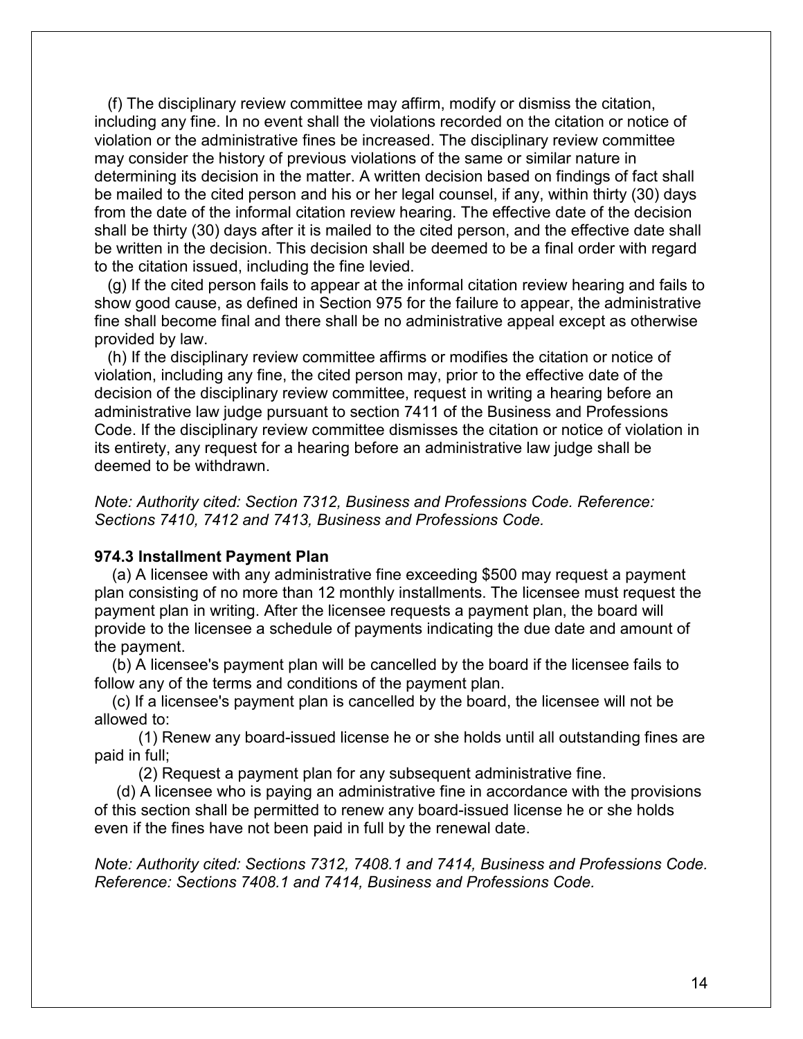(f) The disciplinary review committee may affirm, modify or dismiss the citation, including any fine. In no event shall the violations recorded on the citation or notice of violation or the administrative fines be increased. The disciplinary review committee may consider the history of previous violations of the same or similar nature in determining its decision in the matter. A written decision based on findings of fact shall be mailed to the cited person and his or her legal counsel, if any, within thirty (30) days from the date of the informal citation review hearing. The effective date of the decision shall be thirty (30) days after it is mailed to the cited person, and the effective date shall be written in the decision. This decision shall be deemed to be a final order with regard to the citation issued, including the fine levied.

(g) If the cited person fails to appear at the informal citation review hearing and fails to show good cause, as defined in Section 975 for the failure to appear, the administrative fine shall become final and there shall be no administrative appeal except as otherwise provided by law.

(h) If the disciplinary review committee affirms or modifies the citation or notice of violation, including any fine, the cited person may, prior to the effective date of the decision of the disciplinary review committee, request in writing a hearing before an administrative law judge pursuant to section 7411 of the Business and Professions Code. If the disciplinary review committee dismisses the citation or notice of violation in its entirety, any request for a hearing before an administrative law judge shall be deemed to be withdrawn.

*Note: Authority cited: Section 7312, Business and Professions Code. Reference: Sections 7410, 7412 and 7413, Business and Professions Code.*

**974.3 Installment Payment Plan**

(a) A licensee with any administrative fine exceeding $500 may request a payment plan consisting of no more than 12 monthly installments. The licensee must request the payment plan in writing. After the licensee requests a payment plan, the board will provide to the licensee a schedule of payments indicating the due date and amount of the payment.

(b) A licensee's payment plan will be cancelled by the board if the licensee fails to follow any of the terms and conditions of the payment plan.

(c) If a licensee's payment plan is cancelled by the board, the licensee will not be allowed to:

(1) Renew any board-issued license he or she holds until all outstanding fines are paid in full;

(2) Request a payment plan for any subsequent administrative fine.

(d) A licensee who is paying an administrative fine in accordance with the provisions of this section shall be permitted to renew any board-issued license he or she holds even if the fines have not been paid in full by the renewal date.

*Note: Authority cited: Sections 7312, 7408.1 and 7414, Business and Professions Code. Reference: Sections 7408.1 and 7414, Business and Professions Code.*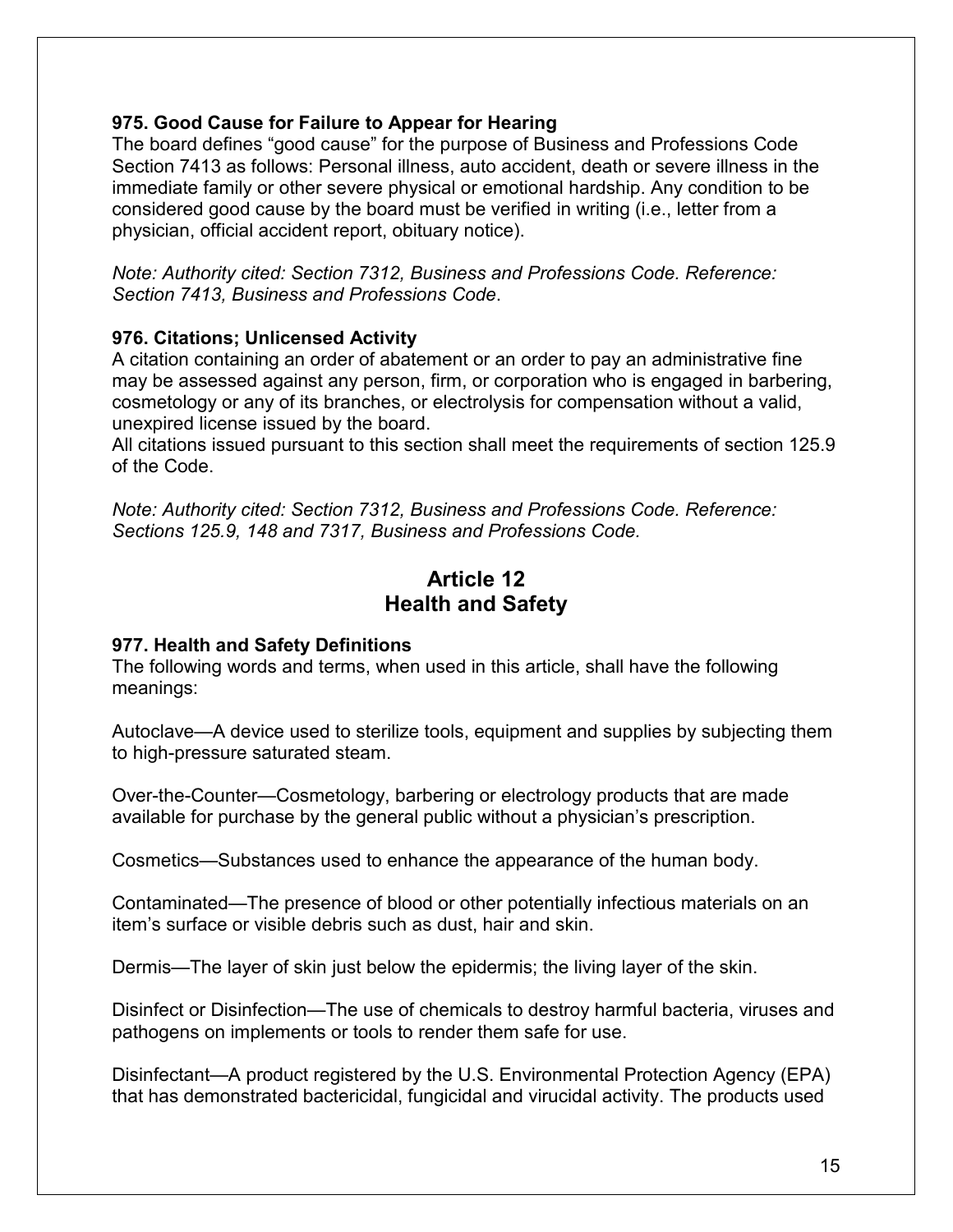**975. Good Cause for Failure to Appear for Hearing**

The board defines "good cause" for the purpose of Business and Professions Code Section 7413 as follows: Personal illness, auto accident, death or severe illness in the immediate family or other severe physical or emotional hardship. Any condition to be considered good cause by the board must be verified in writing (i.e., letter from a physician, official accident report, obituary notice).

*Note: Authority cited: Section 7312, Business and Professions Code. Reference: Section 7413, Business and Professions Code.*

**976. Citations; Unlicensed Activity**

A citation containing an order of abatement or an order to pay an administrative fine may be assessed against any person, firm, or corporation who is engaged in barbering, cosmetology or any of its branches, or electrolysis for compensation without a valid, unexpired license issued by the board.

All citations issued pursuant to this section shall meet the requirements of section 125.9 of the Code.

*Note: Authority cited: Section 7312, Business and Professions Code. Reference: Sections 125.9, 148 and 7317, Business and Professions Code.*

## Article 12
## Health and Safety

**977. Health and Safety Definitions**

The following words and terms, when used in this article, shall have the following meanings:

Autoclave—A device used to sterilize tools, equipment and supplies by subjecting them to high-pressure saturated steam.

Over-the-Counter—Cosmetology, barbering or electrology products that are made available for purchase by the general public without a physician's prescription.

Cosmetics—Substances used to enhance the appearance of the human body.

Contaminated—The presence of blood or other potentially infectious materials on an item's surface or visible debris such as dust, hair and skin.

Dermis—The layer of skin just below the epidermis; the living layer of the skin.

Disinfect or Disinfection—The use of chemicals to destroy harmful bacteria, viruses and pathogens on implements or tools to render them safe for use.

Disinfectant—A product registered by the U.S. Environmental Protection Agency (EPA) that has demonstrated bactericidal, fungicidal and virucidal activity. The products used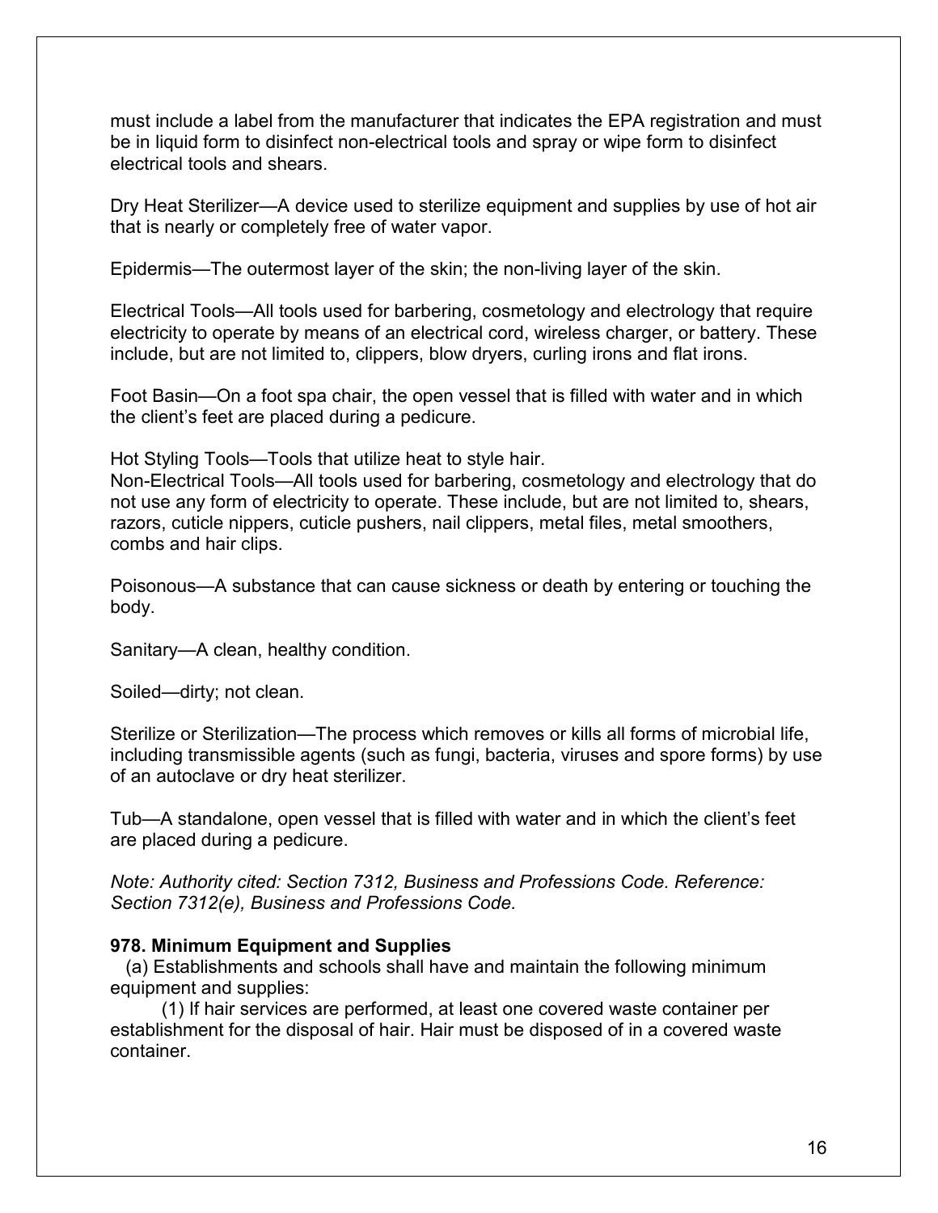must include a label from the manufacturer that indicates the EPA registration and must be in liquid form to disinfect non-electrical tools and spray or wipe form to disinfect electrical tools and shears.

Dry Heat Sterilizer—A device used to sterilize equipment and supplies by use of hot air that is nearly or completely free of water vapor.

Epidermis—The outermost layer of the skin; the non-living layer of the skin.

Electrical Tools—All tools used for barbering, cosmetology and electrology that require electricity to operate by means of an electrical cord, wireless charger, or battery. These include, but are not limited to, clippers, blow dryers, curling irons and flat irons.

Foot Basin—On a foot spa chair, the open vessel that is filled with water and in which the client's feet are placed during a pedicure.

Hot Styling Tools—Tools that utilize heat to style hair.

Non-Electrical Tools—All tools used for barbering, cosmetology and electrology that do not use any form of electricity to operate. These include, but are not limited to, shears, razors, cuticle nippers, cuticle pushers, nail clippers, metal files, metal smoothers, combs and hair clips.

Poisonous—A substance that can cause sickness or death by entering or touching the body.

Sanitary—A clean, healthy condition.

Soiled—dirty; not clean.

Sterilize or Sterilization—The process which removes or kills all forms of microbial life, including transmissible agents (such as fungi, bacteria, viruses and spore forms) by use of an autoclave or dry heat sterilizer.

Tub—A standalone, open vessel that is filled with water and in which the client's feet are placed during a pedicure.

*Note: Authority cited: Section 7312, Business and Professions Code. Reference: Section 7312(e), Business and Professions Code.*

**978. Minimum Equipment and Supplies**

(a) Establishments and schools shall have and maintain the following minimum equipment and supplies:

(1) If hair services are performed, at least one covered waste container per establishment for the disposal of hair. Hair must be disposed of in a covered waste container.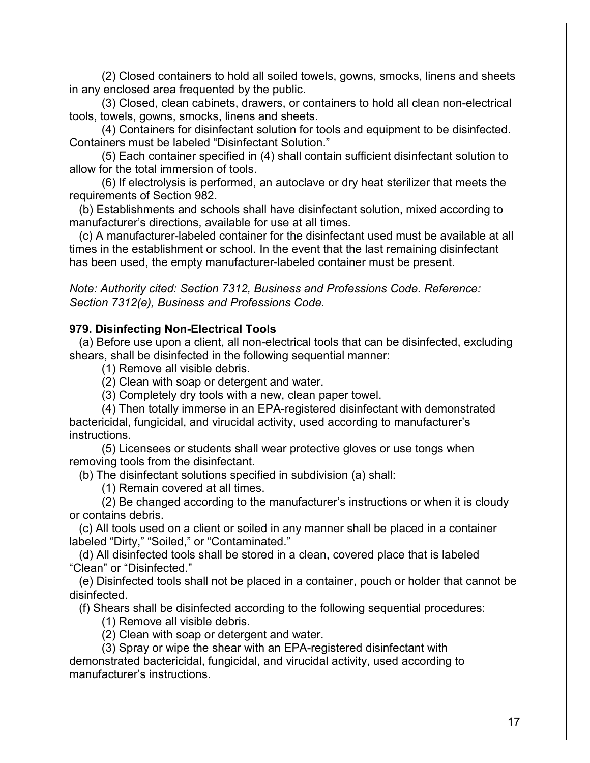(2) Closed containers to hold all soiled towels, gowns, smocks, linens and sheets in any enclosed area frequented by the public.

(3) Closed, clean cabinets, drawers, or containers to hold all clean non-electrical tools, towels, gowns, smocks, linens and sheets.

(4) Containers for disinfectant solution for tools and equipment to be disinfected. Containers must be labeled "Disinfectant Solution."

(5) Each container specified in (4) shall contain sufficient disinfectant solution to allow for the total immersion of tools.

(6) If electrolysis is performed, an autoclave or dry heat sterilizer that meets the requirements of Section 982.

(b) Establishments and schools shall have disinfectant solution, mixed according to manufacturer's directions, available for use at all times.

(c) A manufacturer-labeled container for the disinfectant used must be available at all times in the establishment or school. In the event that the last remaining disinfectant has been used, the empty manufacturer-labeled container must be present.

*Note: Authority cited: Section 7312, Business and Professions Code. Reference: Section 7312(e), Business and Professions Code.*

**979. Disinfecting Non-Electrical Tools**

(a) Before use upon a client, all non-electrical tools that can be disinfected, excluding shears, shall be disinfected in the following sequential manner:

(1) Remove all visible debris.

(2) Clean with soap or detergent and water.

(3) Completely dry tools with a new, clean paper towel.

(4) Then totally immerse in an EPA-registered disinfectant with demonstrated bactericidal, fungicidal, and virucidal activity, used according to manufacturer's instructions.

(5) Licensees or students shall wear protective gloves or use tongs when removing tools from the disinfectant.

(b) The disinfectant solutions specified in subdivision (a) shall:

(1) Remain covered at all times.

(2) Be changed according to the manufacturer's instructions or when it is cloudy or contains debris.

(c) All tools used on a client or soiled in any manner shall be placed in a container labeled "Dirty," "Soiled," or "Contaminated."

(d) All disinfected tools shall be stored in a clean, covered place that is labeled "Clean" or "Disinfected."

(e) Disinfected tools shall not be placed in a container, pouch or holder that cannot be disinfected.

(f) Shears shall be disinfected according to the following sequential procedures:

(1) Remove all visible debris.

(2) Clean with soap or detergent and water.

(3) Spray or wipe the shear with an EPA-registered disinfectant with demonstrated bactericidal, fungicidal, and virucidal activity, used according to manufacturer's instructions.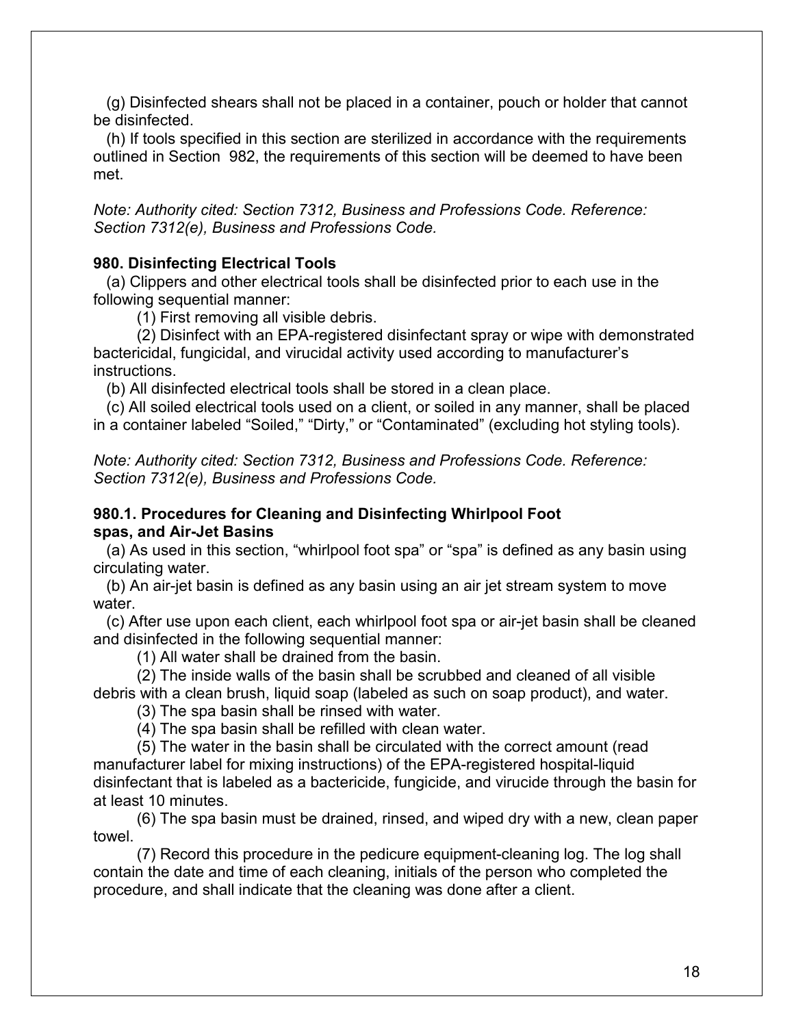(g) Disinfected shears shall not be placed in a container, pouch or holder that cannot be disinfected.

(h) If tools specified in this section are sterilized in accordance with the requirements outlined in Section 982, the requirements of this section will be deemed to have been met.

*Note: Authority cited: Section 7312, Business and Professions Code. Reference: Section 7312(e), Business and Professions Code.*

### 980. Disinfecting Electrical Tools

(a) Clippers and other electrical tools shall be disinfected prior to each use in the following sequential manner:

(1) First removing all visible debris.

(2) Disinfect with an EPA-registered disinfectant spray or wipe with demonstrated bactericidal, fungicidal, and virucidal activity used according to manufacturer's instructions.

(b) All disinfected electrical tools shall be stored in a clean place.

(c) All soiled electrical tools used on a client, or soiled in any manner, shall be placed in a container labeled "Soiled," "Dirty," or "Contaminated" (excluding hot styling tools).

*Note: Authority cited: Section 7312, Business and Professions Code. Reference: Section 7312(e), Business and Professions Code.*

### 980.1. Procedures for Cleaning and Disinfecting Whirlpool Foot spas, and Air-Jet Basins

(a) As used in this section, "whirlpool foot spa" or "spa" is defined as any basin using circulating water.

(b) An air-jet basin is defined as any basin using an air jet stream system to move water.

(c) After use upon each client, each whirlpool foot spa or air-jet basin shall be cleaned and disinfected in the following sequential manner:

(1) All water shall be drained from the basin.

(2) The inside walls of the basin shall be scrubbed and cleaned of all visible debris with a clean brush, liquid soap (labeled as such on soap product), and water.

(3) The spa basin shall be rinsed with water.

(4) The spa basin shall be refilled with clean water.

(5) The water in the basin shall be circulated with the correct amount (read manufacturer label for mixing instructions) of the EPA-registered hospital-liquid disinfectant that is labeled as a bactericide, fungicide, and virucide through the basin for at least 10 minutes.

(6) The spa basin must be drained, rinsed, and wiped dry with a new, clean paper towel.

(7) Record this procedure in the pedicure equipment-cleaning log. The log shall contain the date and time of each cleaning, initials of the person who completed the procedure, and shall indicate that the cleaning was done after a client.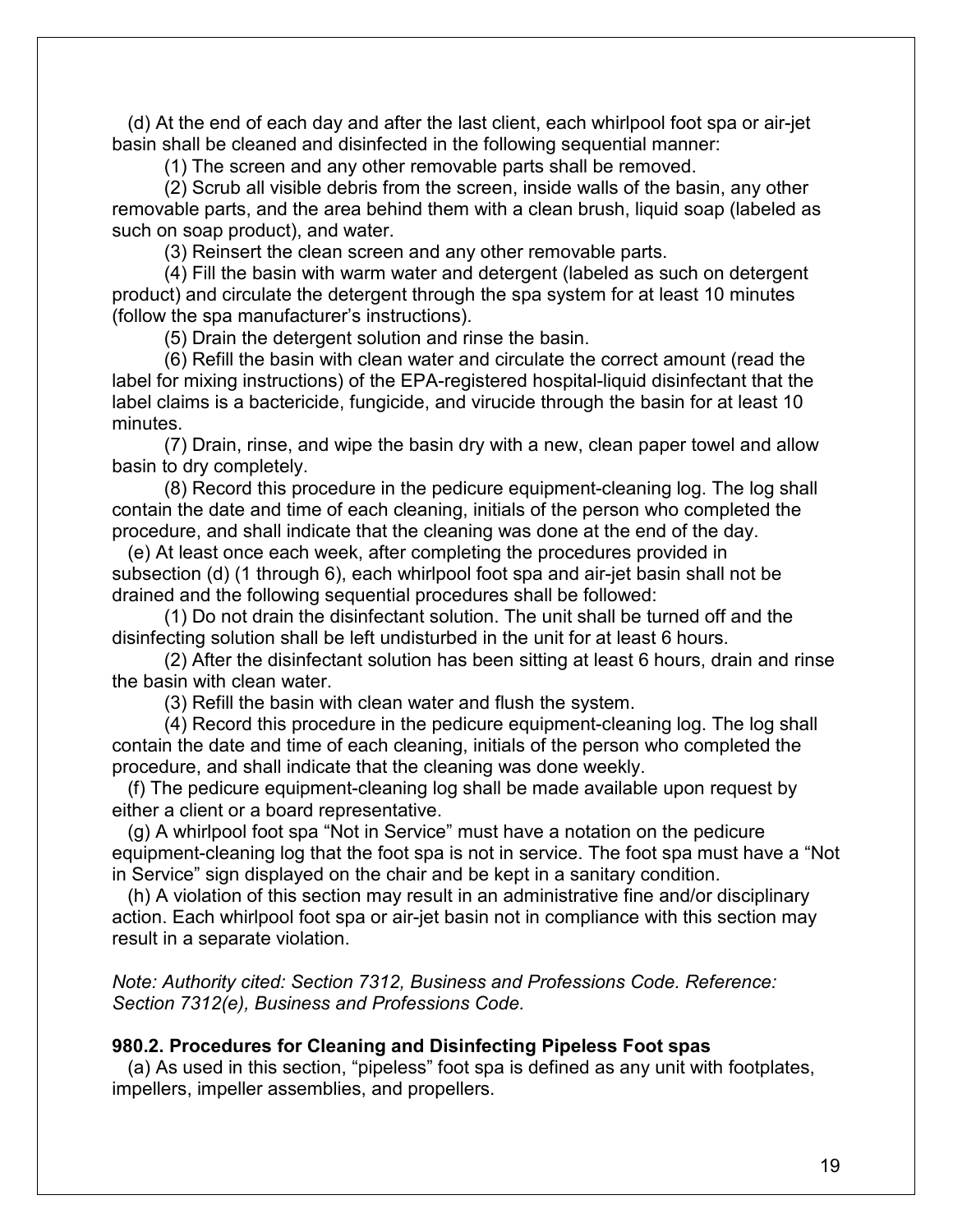(d) At the end of each day and after the last client, each whirlpool foot spa or air-jet basin shall be cleaned and disinfected in the following sequential manner:

(1) The screen and any other removable parts shall be removed.

(2) Scrub all visible debris from the screen, inside walls of the basin, any other removable parts, and the area behind them with a clean brush, liquid soap (labeled as such on soap product), and water.

(3) Reinsert the clean screen and any other removable parts.

(4) Fill the basin with warm water and detergent (labeled as such on detergent product) and circulate the detergent through the spa system for at least 10 minutes (follow the spa manufacturer's instructions).

(5) Drain the detergent solution and rinse the basin.

(6) Refill the basin with clean water and circulate the correct amount (read the label for mixing instructions) of the EPA-registered hospital-liquid disinfectant that the label claims is a bactericide, fungicide, and virucide through the basin for at least 10 minutes.

(7) Drain, rinse, and wipe the basin dry with a new, clean paper towel and allow basin to dry completely.

(8) Record this procedure in the pedicure equipment-cleaning log. The log shall contain the date and time of each cleaning, initials of the person who completed the procedure, and shall indicate that the cleaning was done at the end of the day.

(e) At least once each week, after completing the procedures provided in subsection (d) (1 through 6), each whirlpool foot spa and air-jet basin shall not be drained and the following sequential procedures shall be followed:

(1) Do not drain the disinfectant solution. The unit shall be turned off and the disinfecting solution shall be left undisturbed in the unit for at least 6 hours.

(2) After the disinfectant solution has been sitting at least 6 hours, drain and rinse the basin with clean water.

(3) Refill the basin with clean water and flush the system.

(4) Record this procedure in the pedicure equipment-cleaning log. The log shall contain the date and time of each cleaning, initials of the person who completed the procedure, and shall indicate that the cleaning was done weekly.

(f) The pedicure equipment-cleaning log shall be made available upon request by either a client or a board representative.

(g) A whirlpool foot spa "Not in Service" must have a notation on the pedicure equipment-cleaning log that the foot spa is not in service. The foot spa must have a "Not in Service" sign displayed on the chair and be kept in a sanitary condition.

(h) A violation of this section may result in an administrative fine and/or disciplinary action. Each whirlpool foot spa or air-jet basin not in compliance with this section may result in a separate violation.

*Note: Authority cited: Section 7312, Business and Professions Code. Reference: Section 7312(e), Business and Professions Code.*

**980.2. Procedures for Cleaning and Disinfecting Pipeless Foot spas**

(a) As used in this section, "pipeless" foot spa is defined as any unit with footplates, impellers, impeller assemblies, and propellers.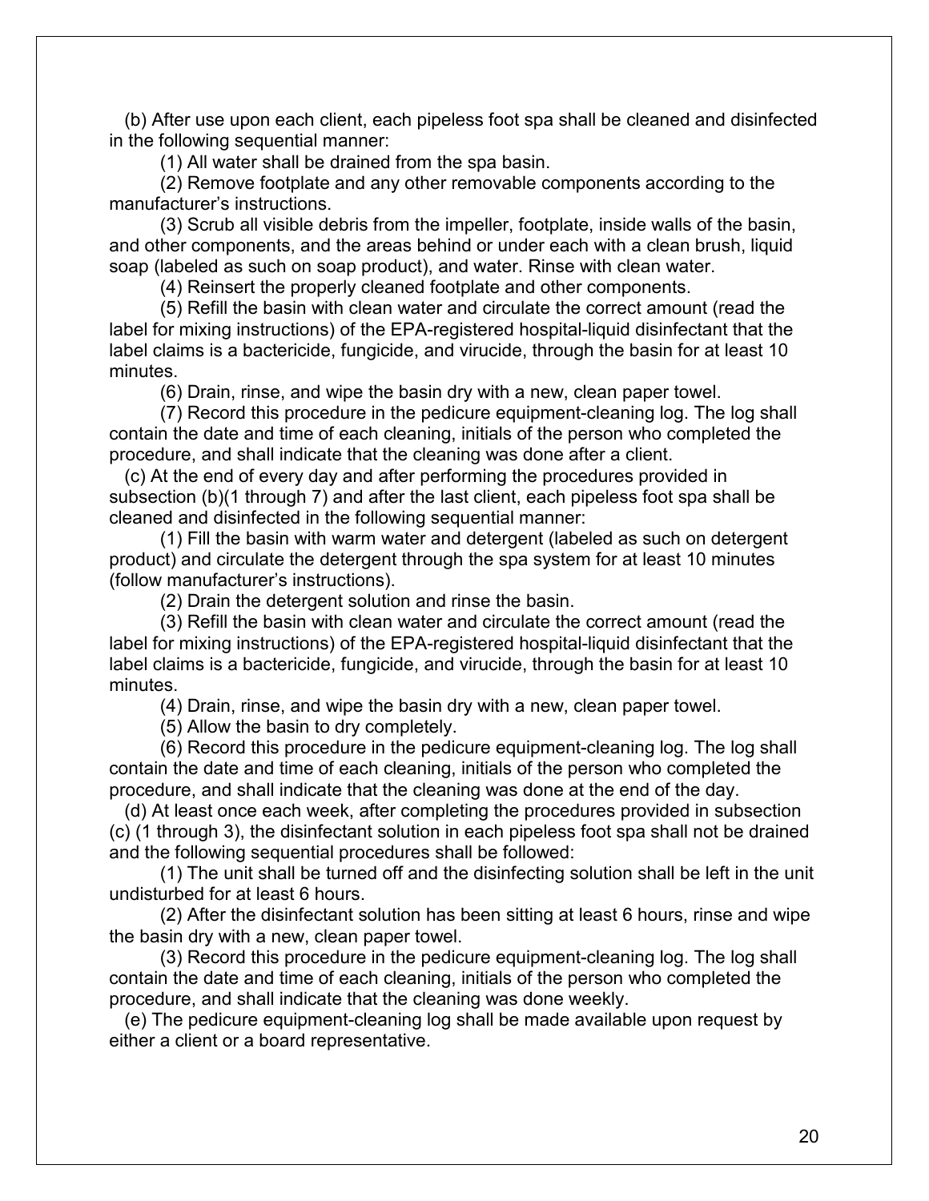(b) After use upon each client, each pipeless foot spa shall be cleaned and disinfected in the following sequential manner:

(1) All water shall be drained from the spa basin.

(2) Remove footplate and any other removable components according to the manufacturer's instructions.

(3) Scrub all visible debris from the impeller, footplate, inside walls of the basin, and other components, and the areas behind or under each with a clean brush, liquid soap (labeled as such on soap product), and water. Rinse with clean water.

(4) Reinsert the properly cleaned footplate and other components.

(5) Refill the basin with clean water and circulate the correct amount (read the label for mixing instructions) of the EPA-registered hospital-liquid disinfectant that the label claims is a bactericide, fungicide, and virucide, through the basin for at least 10 minutes.

(6) Drain, rinse, and wipe the basin dry with a new, clean paper towel.

(7) Record this procedure in the pedicure equipment-cleaning log. The log shall contain the date and time of each cleaning, initials of the person who completed the procedure, and shall indicate that the cleaning was done after a client.

(c) At the end of every day and after performing the procedures provided in subsection (b)(1 through 7) and after the last client, each pipeless foot spa shall be cleaned and disinfected in the following sequential manner:

(1) Fill the basin with warm water and detergent (labeled as such on detergent product) and circulate the detergent through the spa system for at least 10 minutes (follow manufacturer's instructions).

(2) Drain the detergent solution and rinse the basin.

(3) Refill the basin with clean water and circulate the correct amount (read the label for mixing instructions) of the EPA-registered hospital-liquid disinfectant that the label claims is a bactericide, fungicide, and virucide, through the basin for at least 10 minutes.

(4) Drain, rinse, and wipe the basin dry with a new, clean paper towel.

(5) Allow the basin to dry completely.

(6) Record this procedure in the pedicure equipment-cleaning log. The log shall contain the date and time of each cleaning, initials of the person who completed the procedure, and shall indicate that the cleaning was done at the end of the day.

(d) At least once each week, after completing the procedures provided in subsection (c) (1 through 3), the disinfectant solution in each pipeless foot spa shall not be drained and the following sequential procedures shall be followed:

(1) The unit shall be turned off and the disinfecting solution shall be left in the unit undisturbed for at least 6 hours.

(2) After the disinfectant solution has been sitting at least 6 hours, rinse and wipe the basin dry with a new, clean paper towel.

(3) Record this procedure in the pedicure equipment-cleaning log. The log shall contain the date and time of each cleaning, initials of the person who completed the procedure, and shall indicate that the cleaning was done weekly.

(e) The pedicure equipment-cleaning log shall be made available upon request by either a client or a board representative.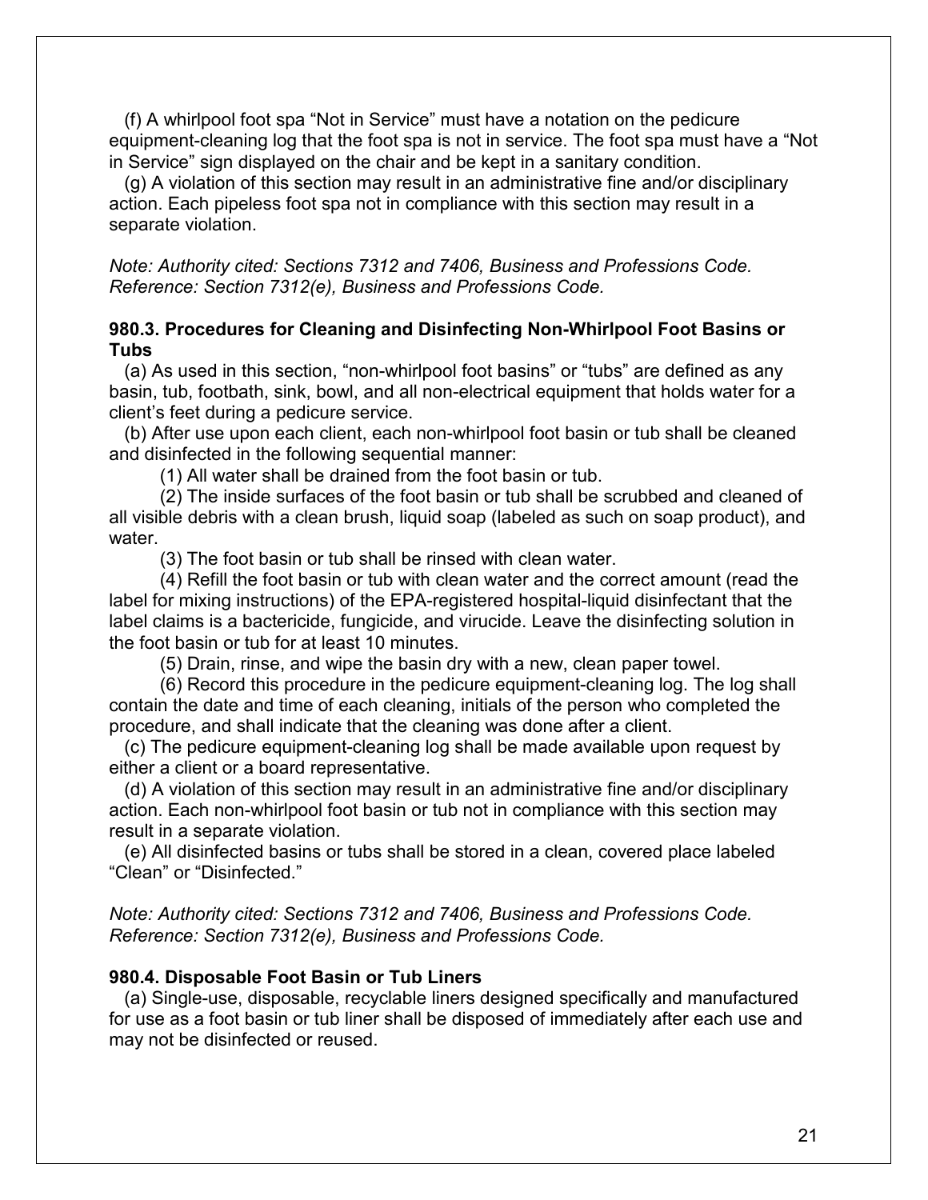(f) A whirlpool foot spa "Not in Service" must have a notation on the pedicure equipment-cleaning log that the foot spa is not in service. The foot spa must have a "Not in Service" sign displayed on the chair and be kept in a sanitary condition.

(g) A violation of this section may result in an administrative fine and/or disciplinary action. Each pipeless foot spa not in compliance with this section may result in a separate violation.

*Note: Authority cited: Sections 7312 and 7406, Business and Professions Code. Reference: Section 7312(e), Business and Professions Code.*

### 980.3. Procedures for Cleaning and Disinfecting Non-Whirlpool Foot Basins or Tubs

(a) As used in this section, "non-whirlpool foot basins" or "tubs" are defined as any basin, tub, footbath, sink, bowl, and all non-electrical equipment that holds water for a client's feet during a pedicure service.

(b) After use upon each client, each non-whirlpool foot basin or tub shall be cleaned and disinfected in the following sequential manner:

(1) All water shall be drained from the foot basin or tub.

(2) The inside surfaces of the foot basin or tub shall be scrubbed and cleaned of all visible debris with a clean brush, liquid soap (labeled as such on soap product), and water.

(3) The foot basin or tub shall be rinsed with clean water.

(4) Refill the foot basin or tub with clean water and the correct amount (read the label for mixing instructions) of the EPA-registered hospital-liquid disinfectant that the label claims is a bactericide, fungicide, and virucide. Leave the disinfecting solution in the foot basin or tub for at least 10 minutes.

(5) Drain, rinse, and wipe the basin dry with a new, clean paper towel.

(6) Record this procedure in the pedicure equipment-cleaning log. The log shall contain the date and time of each cleaning, initials of the person who completed the procedure, and shall indicate that the cleaning was done after a client.

(c) The pedicure equipment-cleaning log shall be made available upon request by either a client or a board representative.

(d) A violation of this section may result in an administrative fine and/or disciplinary action. Each non-whirlpool foot basin or tub not in compliance with this section may result in a separate violation.

(e) All disinfected basins or tubs shall be stored in a clean, covered place labeled "Clean" or "Disinfected."

*Note: Authority cited: Sections 7312 and 7406, Business and Professions Code. Reference: Section 7312(e), Business and Professions Code.*

### 980.4. Disposable Foot Basin or Tub Liners

(a) Single-use, disposable, recyclable liners designed specifically and manufactured for use as a foot basin or tub liner shall be disposed of immediately after each use and may not be disinfected or reused.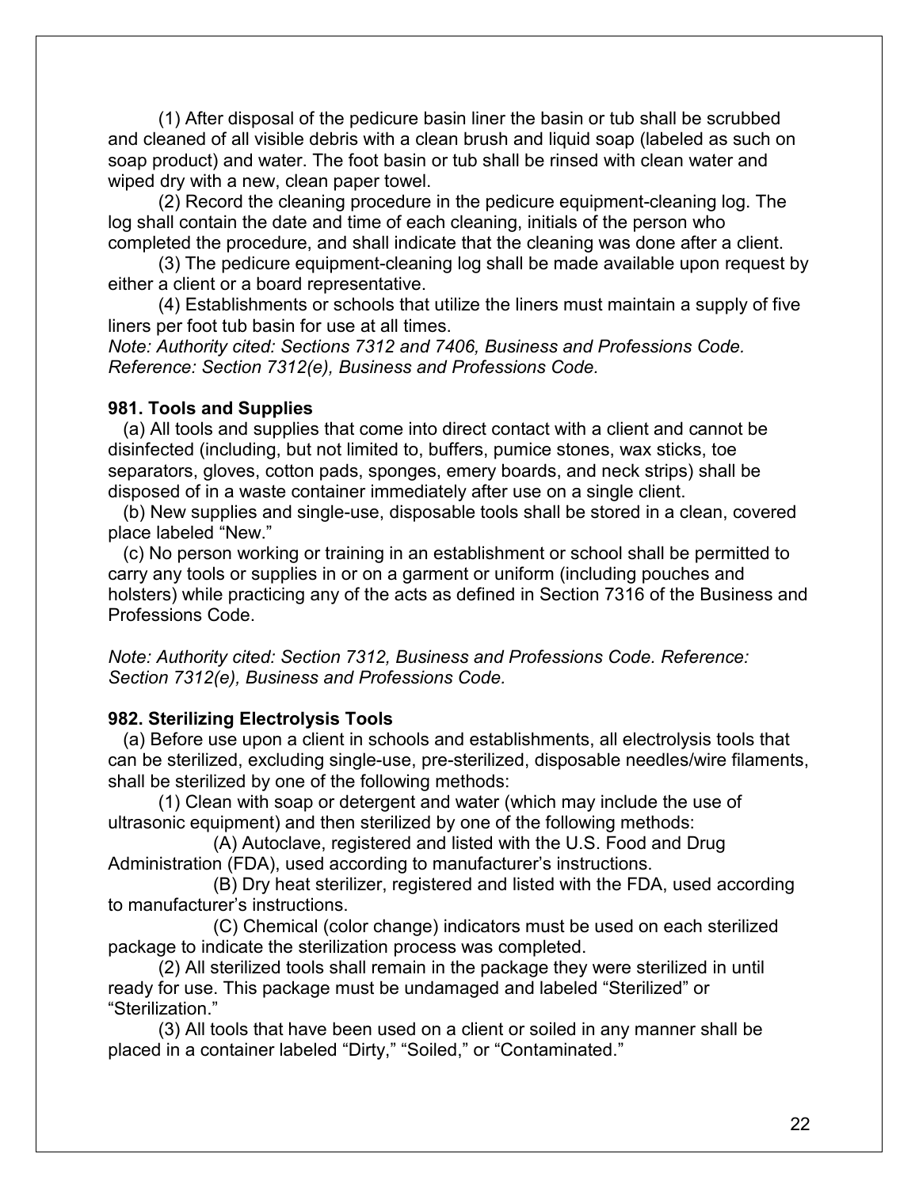(1) After disposal of the pedicure basin liner the basin or tub shall be scrubbed and cleaned of all visible debris with a clean brush and liquid soap (labeled as such on soap product) and water. The foot basin or tub shall be rinsed with clean water and wiped dry with a new, clean paper towel.

(2) Record the cleaning procedure in the pedicure equipment-cleaning log. The log shall contain the date and time of each cleaning, initials of the person who completed the procedure, and shall indicate that the cleaning was done after a client.

(3) The pedicure equipment-cleaning log shall be made available upon request by either a client or a board representative.

(4) Establishments or schools that utilize the liners must maintain a supply of five liners per foot tub basin for use at all times.

*Note: Authority cited: Sections 7312 and 7406, Business and Professions Code. Reference: Section 7312(e), Business and Professions Code.*

**981. Tools and Supplies**

(a) All tools and supplies that come into direct contact with a client and cannot be disinfected (including, but not limited to, buffers, pumice stones, wax sticks, toe separators, gloves, cotton pads, sponges, emery boards, and neck strips) shall be disposed of in a waste container immediately after use on a single client.

(b) New supplies and single-use, disposable tools shall be stored in a clean, covered place labeled "New."

(c) No person working or training in an establishment or school shall be permitted to carry any tools or supplies in or on a garment or uniform (including pouches and holsters) while practicing any of the acts as defined in Section 7316 of the Business and Professions Code.

*Note: Authority cited: Section 7312, Business and Professions Code. Reference: Section 7312(e), Business and Professions Code.*

**982. Sterilizing Electrolysis Tools**

(a) Before use upon a client in schools and establishments, all electrolysis tools that can be sterilized, excluding single-use, pre-sterilized, disposable needles/wire filaments, shall be sterilized by one of the following methods:

(1) Clean with soap or detergent and water (which may include the use of ultrasonic equipment) and then sterilized by one of the following methods:

(A) Autoclave, registered and listed with the U.S. Food and Drug Administration (FDA), used according to manufacturer's instructions.

(B) Dry heat sterilizer, registered and listed with the FDA, used according to manufacturer's instructions.

(C) Chemical (color change) indicators must be used on each sterilized package to indicate the sterilization process was completed.

(2) All sterilized tools shall remain in the package they were sterilized in until ready for use. This package must be undamaged and labeled "Sterilized" or "Sterilization."

(3) All tools that have been used on a client or soiled in any manner shall be placed in a container labeled "Dirty," "Soiled," or "Contaminated."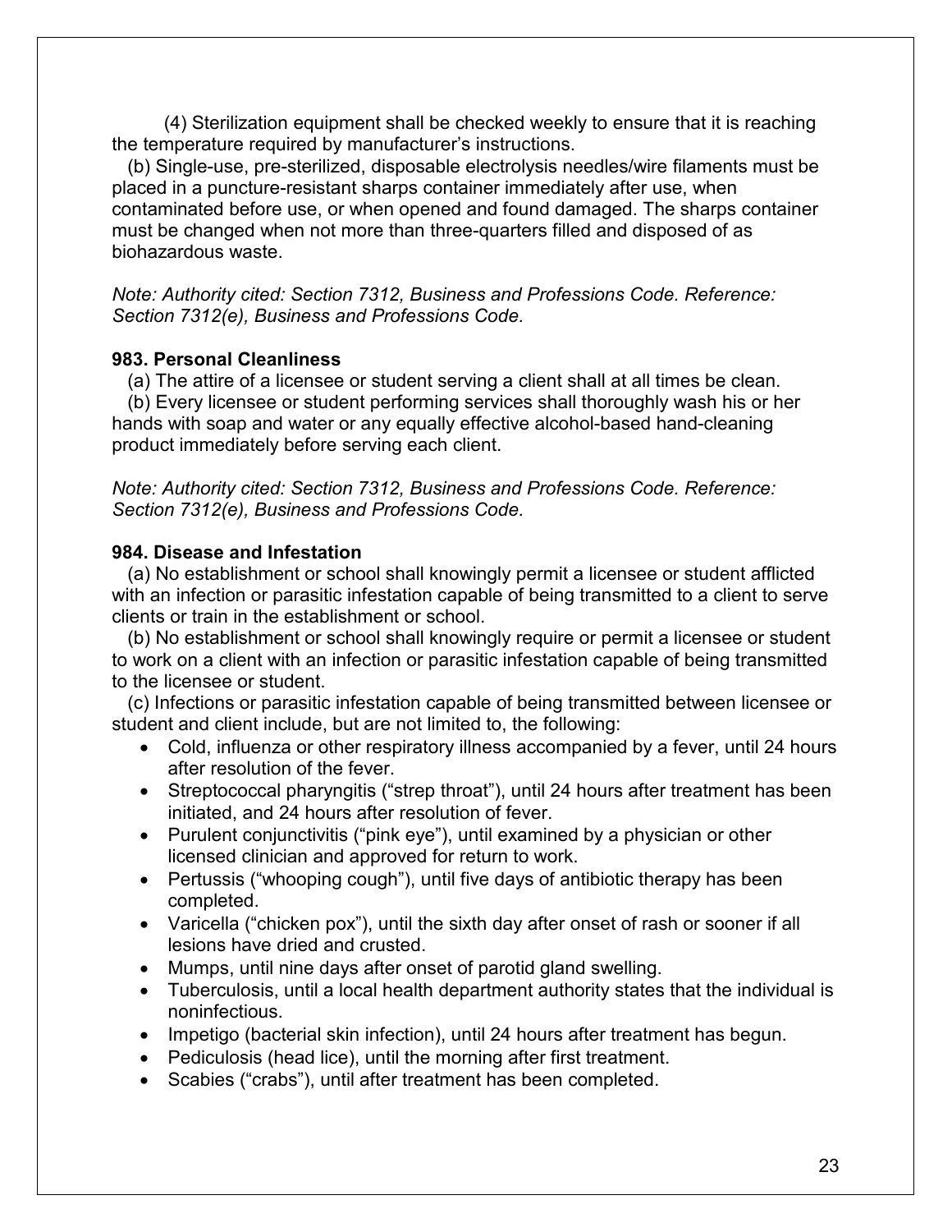(4) Sterilization equipment shall be checked weekly to ensure that it is reaching the temperature required by manufacturer's instructions.

(b) Single-use, pre-sterilized, disposable electrolysis needles/wire filaments must be placed in a puncture-resistant sharps container immediately after use, when contaminated before use, or when opened and found damaged. The sharps container must be changed when not more than three-quarters filled and disposed of as biohazardous waste.

*Note: Authority cited: Section 7312, Business and Professions Code. Reference: Section 7312(e), Business and Professions Code.*

**983. Personal Cleanliness**

(a) The attire of a licensee or student serving a client shall at all times be clean.

(b) Every licensee or student performing services shall thoroughly wash his or her hands with soap and water or any equally effective alcohol-based hand-cleaning product immediately before serving each client.

*Note: Authority cited: Section 7312, Business and Professions Code. Reference: Section 7312(e), Business and Professions Code.*

**984. Disease and Infestation**

(a) No establishment or school shall knowingly permit a licensee or student afflicted with an infection or parasitic infestation capable of being transmitted to a client to serve clients or train in the establishment or school.

(b) No establishment or school shall knowingly require or permit a licensee or student to work on a client with an infection or parasitic infestation capable of being transmitted to the licensee or student.

(c) Infections or parasitic infestation capable of being transmitted between licensee or student and client include, but are not limited to, the following:

- Cold, influenza or other respiratory illness accompanied by a fever, until 24 hours after resolution of the fever.
- Streptococcal pharyngitis ("strep throat"), until 24 hours after treatment has been initiated, and 24 hours after resolution of fever.
- Purulent conjunctivitis ("pink eye"), until examined by a physician or other licensed clinician and approved for return to work.
- Pertussis ("whooping cough"), until five days of antibiotic therapy has been completed.
- Varicella ("chicken pox"), until the sixth day after onset of rash or sooner if all lesions have dried and crusted.
- Mumps, until nine days after onset of parotid gland swelling.
- Tuberculosis, until a local health department authority states that the individual is noninfectious.
- Impetigo (bacterial skin infection), until 24 hours after treatment has begun.
- Pediculosis (head lice), until the morning after first treatment.
- Scabies ("crabs"), until after treatment has been completed.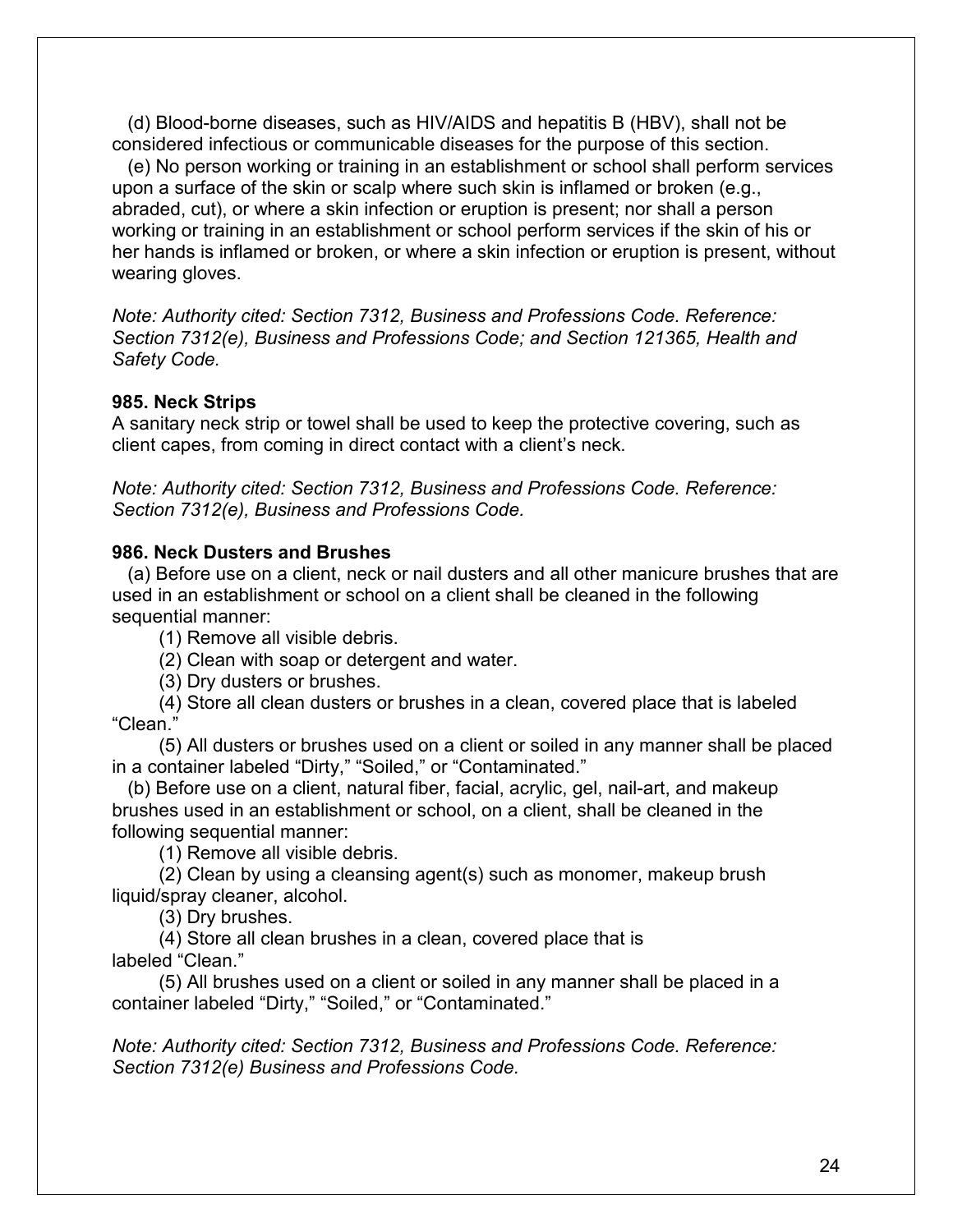(d) Blood-borne diseases, such as HIV/AIDS and hepatitis B (HBV), shall not be considered infectious or communicable diseases for the purpose of this section.

(e) No person working or training in an establishment or school shall perform services upon a surface of the skin or scalp where such skin is inflamed or broken (e.g., abraded, cut), or where a skin infection or eruption is present; nor shall a person working or training in an establishment or school perform services if the skin of his or her hands is inflamed or broken, or where a skin infection or eruption is present, without wearing gloves.

*Note: Authority cited: Section 7312, Business and Professions Code. Reference: Section 7312(e), Business and Professions Code; and Section 121365, Health and Safety Code.*

**985. Neck Strips**

A sanitary neck strip or towel shall be used to keep the protective covering, such as client capes, from coming in direct contact with a client's neck.

*Note: Authority cited: Section 7312, Business and Professions Code. Reference: Section 7312(e), Business and Professions Code.*

**986. Neck Dusters and Brushes**

(a) Before use on a client, neck or nail dusters and all other manicure brushes that are used in an establishment or school on a client shall be cleaned in the following sequential manner:

(1) Remove all visible debris.

(2) Clean with soap or detergent and water.

(3) Dry dusters or brushes.

(4) Store all clean dusters or brushes in a clean, covered place that is labeled "Clean."

(5) All dusters or brushes used on a client or soiled in any manner shall be placed in a container labeled "Dirty," "Soiled," or "Contaminated."

(b) Before use on a client, natural fiber, facial, acrylic, gel, nail-art, and makeup brushes used in an establishment or school, on a client, shall be cleaned in the following sequential manner:

(1) Remove all visible debris.

(2) Clean by using a cleansing agent(s) such as monomer, makeup brush liquid/spray cleaner, alcohol.

(3) Dry brushes.

(4) Store all clean brushes in a clean, covered place that is labeled "Clean."

(5) All brushes used on a client or soiled in any manner shall be placed in a container labeled "Dirty," "Soiled," or "Contaminated."

*Note: Authority cited: Section 7312, Business and Professions Code. Reference: Section 7312(e) Business and Professions Code.*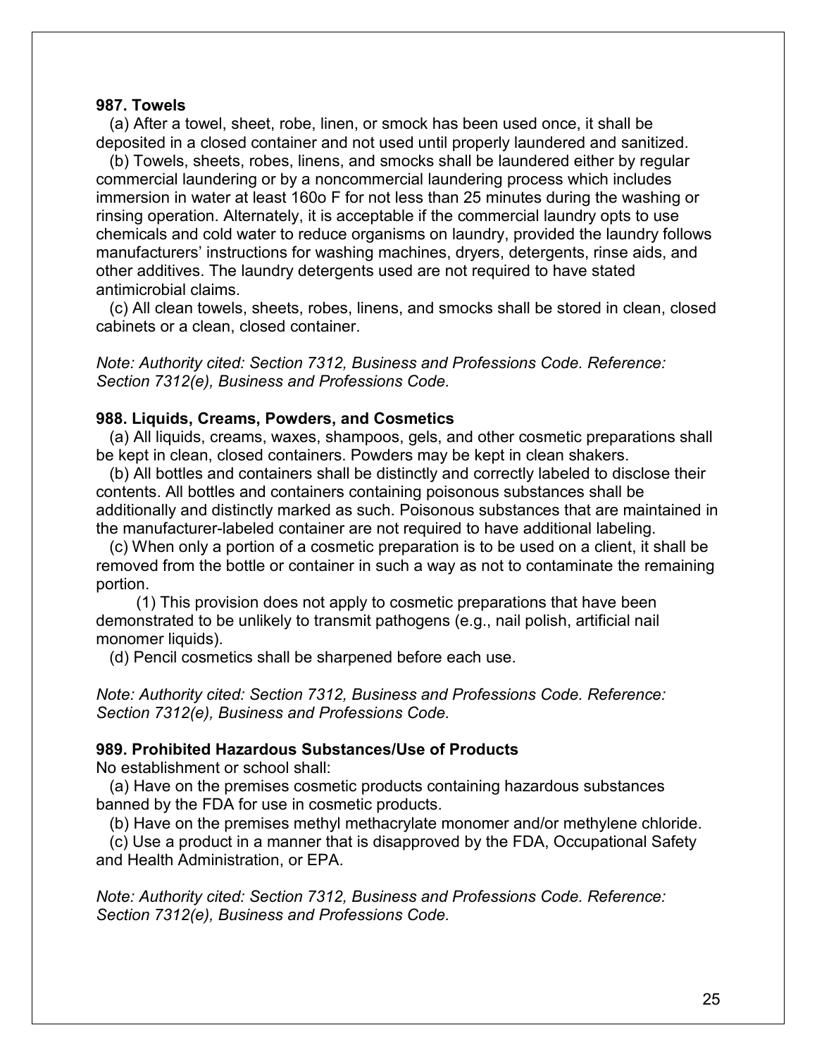### 987. Towels

(a) After a towel, sheet, robe, linen, or smock has been used once, it shall be deposited in a closed container and not used until properly laundered and sanitized.

(b) Towels, sheets, robes, linens, and smocks shall be laundered either by regular commercial laundering or by a noncommercial laundering process which includes immersion in water at least 160o F for not less than 25 minutes during the washing or rinsing operation. Alternately, it is acceptable if the commercial laundry opts to use chemicals and cold water to reduce organisms on laundry, provided the laundry follows manufacturers' instructions for washing machines, dryers, detergents, rinse aids, and other additives. The laundry detergents used are not required to have stated antimicrobial claims.

(c) All clean towels, sheets, robes, linens, and smocks shall be stored in clean, closed cabinets or a clean, closed container.

*Note: Authority cited: Section 7312, Business and Professions Code. Reference: Section 7312(e), Business and Professions Code.*

### 988. Liquids, Creams, Powders, and Cosmetics

(a) All liquids, creams, waxes, shampoos, gels, and other cosmetic preparations shall be kept in clean, closed containers. Powders may be kept in clean shakers.

(b) All bottles and containers shall be distinctly and correctly labeled to disclose their contents. All bottles and containers containing poisonous substances shall be additionally and distinctly marked as such. Poisonous substances that are maintained in the manufacturer-labeled container are not required to have additional labeling.

(c) When only a portion of a cosmetic preparation is to be used on a client, it shall be removed from the bottle or container in such a way as not to contaminate the remaining portion.

(1) This provision does not apply to cosmetic preparations that have been demonstrated to be unlikely to transmit pathogens (e.g., nail polish, artificial nail monomer liquids).

(d) Pencil cosmetics shall be sharpened before each use.

*Note: Authority cited: Section 7312, Business and Professions Code. Reference: Section 7312(e), Business and Professions Code.*

### 989. Prohibited Hazardous Substances/Use of Products

No establishment or school shall:

(a) Have on the premises cosmetic products containing hazardous substances banned by the FDA for use in cosmetic products.

(b) Have on the premises methyl methacrylate monomer and/or methylene chloride.

(c) Use a product in a manner that is disapproved by the FDA, Occupational Safety and Health Administration, or EPA.

*Note: Authority cited: Section 7312, Business and Professions Code. Reference: Section 7312(e), Business and Professions Code.*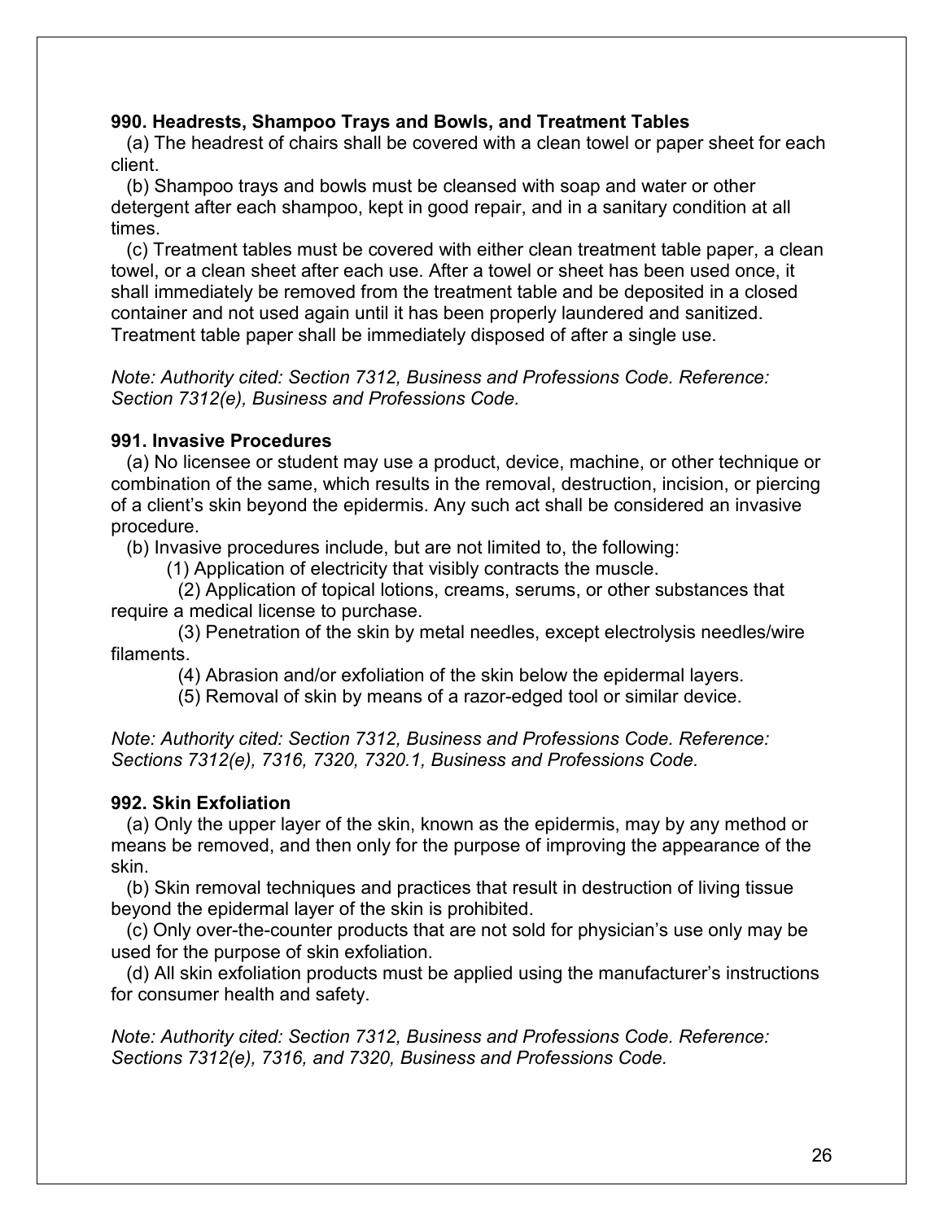**990. Headrests, Shampoo Trays and Bowls, and Treatment Tables**

(a) The headrest of chairs shall be covered with a clean towel or paper sheet for each client.

(b) Shampoo trays and bowls must be cleansed with soap and water or other detergent after each shampoo, kept in good repair, and in a sanitary condition at all times.

(c) Treatment tables must be covered with either clean treatment table paper, a clean towel, or a clean sheet after each use. After a towel or sheet has been used once, it shall immediately be removed from the treatment table and be deposited in a closed container and not used again until it has been properly laundered and sanitized. Treatment table paper shall be immediately disposed of after a single use.

*Note: Authority cited: Section 7312, Business and Professions Code. Reference: Section 7312(e), Business and Professions Code.*

**991. Invasive Procedures**

(a) No licensee or student may use a product, device, machine, or other technique or combination of the same, which results in the removal, destruction, incision, or piercing of a client's skin beyond the epidermis. Any such act shall be considered an invasive procedure.

(b) Invasive procedures include, but are not limited to, the following:

(1) Application of electricity that visibly contracts the muscle.

(2) Application of topical lotions, creams, serums, or other substances that require a medical license to purchase.

(3) Penetration of the skin by metal needles, except electrolysis needles/wire filaments.

(4) Abrasion and/or exfoliation of the skin below the epidermal layers.

(5) Removal of skin by means of a razor-edged tool or similar device.

*Note: Authority cited: Section 7312, Business and Professions Code. Reference: Sections 7312(e), 7316, 7320, 7320.1, Business and Professions Code.*

**992. Skin Exfoliation**

(a) Only the upper layer of the skin, known as the epidermis, may by any method or means be removed, and then only for the purpose of improving the appearance of the skin.

(b) Skin removal techniques and practices that result in destruction of living tissue beyond the epidermal layer of the skin is prohibited.

(c) Only over-the-counter products that are not sold for physician's use only may be used for the purpose of skin exfoliation.

(d) All skin exfoliation products must be applied using the manufacturer's instructions for consumer health and safety.

*Note: Authority cited: Section 7312, Business and Professions Code. Reference: Sections 7312(e), 7316, and 7320, Business and Professions Code.*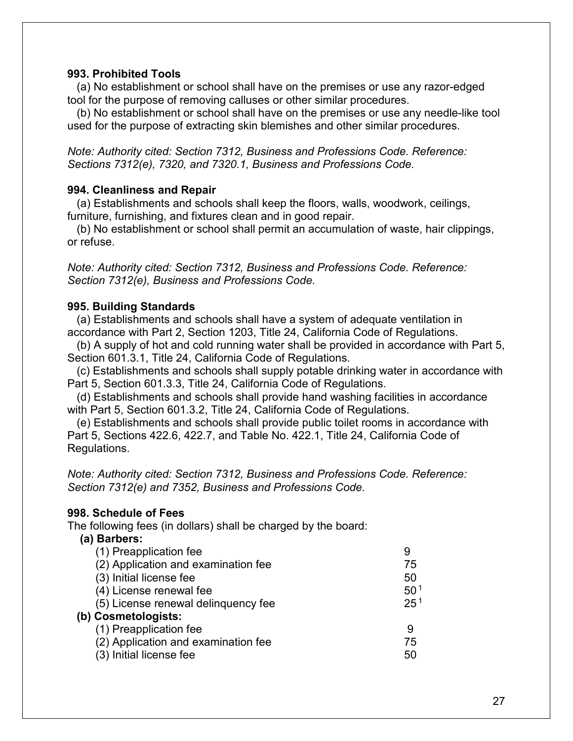**993. Prohibited Tools**

(a) No establishment or school shall have on the premises or use any razor-edged tool for the purpose of removing calluses or other similar procedures.

(b) No establishment or school shall have on the premises or use any needle-like tool used for the purpose of extracting skin blemishes and other similar procedures.

*Note: Authority cited: Section 7312, Business and Professions Code. Reference: Sections 7312(e), 7320, and 7320.1, Business and Professions Code.*

**994. Cleanliness and Repair**

(a) Establishments and schools shall keep the floors, walls, woodwork, ceilings, furniture, furnishing, and fixtures clean and in good repair.

(b) No establishment or school shall permit an accumulation of waste, hair clippings, or refuse.

*Note: Authority cited: Section 7312, Business and Professions Code. Reference: Section 7312(e), Business and Professions Code.*

**995. Building Standards**

(a) Establishments and schools shall have a system of adequate ventilation in accordance with Part 2, Section 1203, Title 24, California Code of Regulations.

(b) A supply of hot and cold running water shall be provided in accordance with Part 5, Section 601.3.1, Title 24, California Code of Regulations.

(c) Establishments and schools shall supply potable drinking water in accordance with Part 5, Section 601.3.3, Title 24, California Code of Regulations.

(d) Establishments and schools shall provide hand washing facilities in accordance with Part 5, Section 601.3.2, Title 24, California Code of Regulations.

(e) Establishments and schools shall provide public toilet rooms in accordance with Part 5, Sections 422.6, 422.7, and Table No. 422.1, Title 24, California Code of Regulations.

*Note: Authority cited: Section 7312, Business and Professions Code. Reference: Section 7312(e) and 7352, Business and Professions Code.*

**998. Schedule of Fees**

The following fees (in dollars) shall be charged by the board:

| | |
|---|---|
| **(a) Barbers:** | |
| (1) Preapplication fee | 9 |
| (2) Application and examination fee | 75 |
| (3) Initial license fee | 50 |
| (4) License renewal fee | 50 [1] |
| (5) License renewal delinquency fee | 25 [1] |
| **(b) Cosmetologists:** | |
| (1) Preapplication fee | 9 |
| (2) Application and examination fee | 75 |
| (3) Initial license fee | 50 |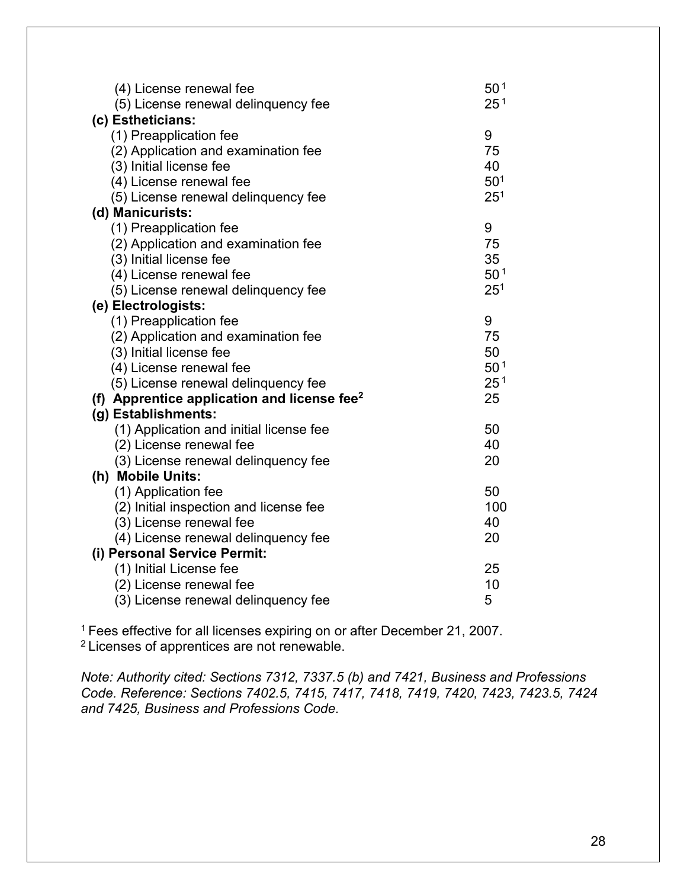| | |
|---|---|
| (4) License renewal fee | 50 [1] |
| (5) License renewal delinquency fee | 25 [1] |
| **(c) Estheticians:** | |
| (1) Preapplication fee | 9 |
| (2) Application and examination fee | 75 |
| (3) Initial license fee | 40 |
| (4) License renewal fee | 50 [1] |
| (5) License renewal delinquency fee | 25 [1] |
| **(d) Manicurists:** | |
| (1) Preapplication fee | 9 |
| (2) Application and examination fee | 75 |
| (3) Initial license fee | 35 |
| (4) License renewal fee | 50 [1] |
| (5) License renewal delinquency fee | 25 [1] |
| **(e) Electrologists:** | |
| (1) Preapplication fee | 9 |
| (2) Application and examination fee | 75 |
| (3) Initial license fee | 50 |
| (4) License renewal fee | 50 [1] |
| (5) License renewal delinquency fee | 25 [1] |
| **(f) Apprentice application and license fee [2]** | 25 |
| **(g) Establishments:** | |
| (1) Application and initial license fee | 50 |
| (2) License renewal fee | 40 |
| (3) License renewal delinquency fee | 20 |
| **(h) Mobile Units:** | |
| (1) Application fee | 50 |
| (2) Initial inspection and license fee | 100 |
| (3) License renewal fee | 40 |
| (4) License renewal delinquency fee | 20 |
| **(i) Personal Service Permit:** | |
| (1) Initial License fee | 25 |
| (2) License renewal fee | 10 |
| (3) License renewal delinquency fee | 5 |

[1] Fees effective for all licenses expiring on or after December 21, 2007.
[2] Licenses of apprentices are not renewable.

*Note: Authority cited: Sections 7312, 7337.5 (b) and 7421, Business and Professions Code. Reference: Sections 7402.5, 7415, 7417, 7418, 7419, 7420, 7423, 7423.5, 7424 and 7425, Business and Professions Code.*